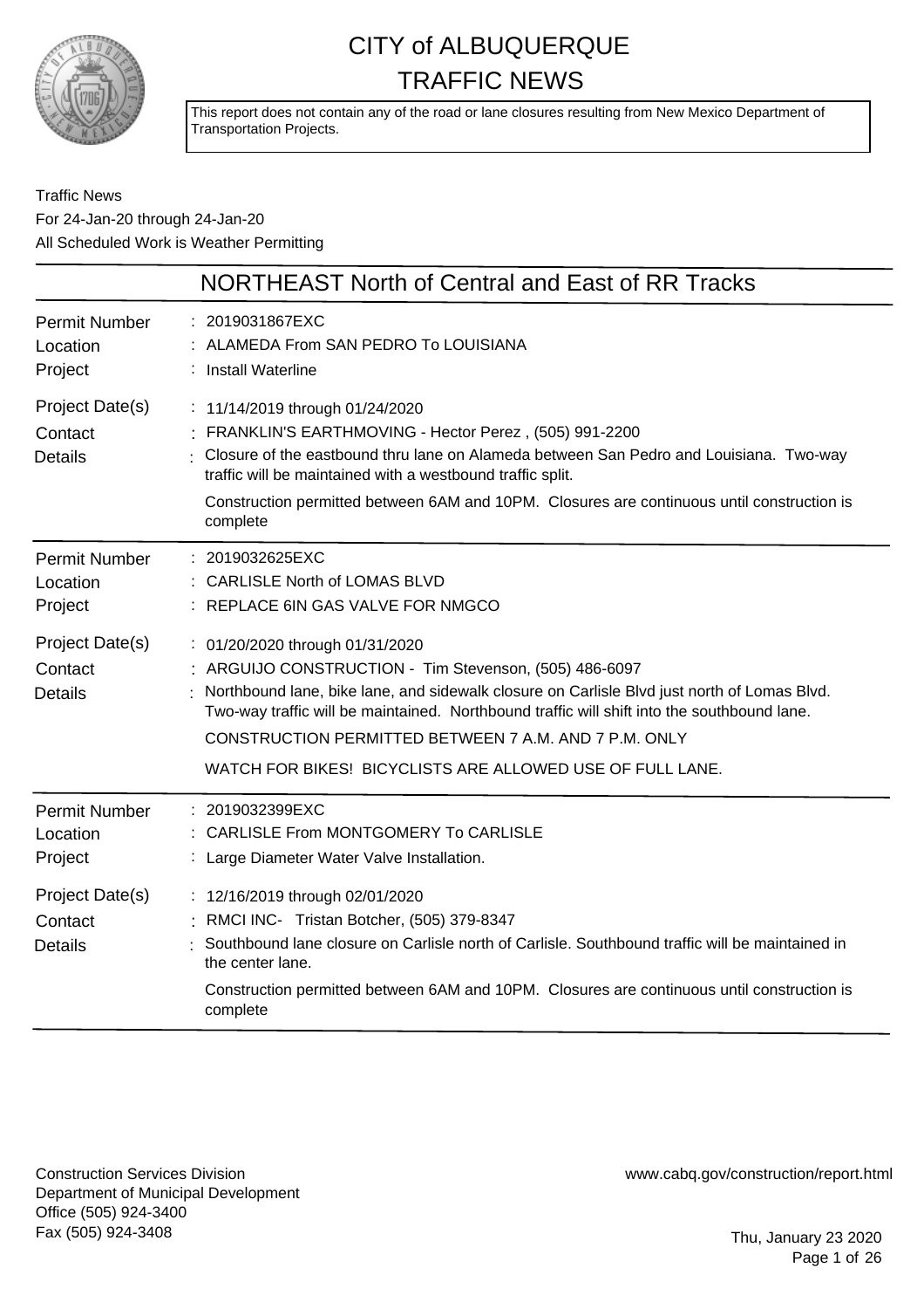# CITY of ALBUQUERQUE
# TRAFFIC NEWS

This report does not contain any of the road or lane closures resulting from New Mexico Department of Transportation Projects.

Traffic News
For 24-Jan-20 through 24-Jan-20
All Scheduled Work is Weather Permitting

## NORTHEAST North of Central and East of RR Tracks

| | |
|---|---|
| Permit Number | : 2019031867EXC |
| Location | : ALAMEDA From SAN PEDRO To LOUISIANA |
| Project | : Install Waterline |
| Project Date(s) | : 11/14/2019 through 01/24/2020 |
| Contact | : FRANKLIN'S EARTHMOVING - Hector Perez , (505) 991-2200 |
| Details | : Closure of the eastbound thru lane on Alameda between San Pedro and Louisiana. Two-way traffic will be maintained with a westbound traffic split.<br>Construction permitted between 6AM and 10PM. Closures are continuous until construction is complete |

| | |
|---|---|
| Permit Number | : 2019032625EXC |
| Location | : CARLISLE North of LOMAS BLVD |
| Project | : REPLACE 6IN GAS VALVE FOR NMGCO |
| Project Date(s) | : 01/20/2020 through 01/31/2020 |
| Contact | : ARGUIJO CONSTRUCTION - Tim Stevenson, (505) 486-6097 |
| Details | : Northbound lane, bike lane, and sidewalk closure on Carlisle Blvd just north of Lomas Blvd. Two-way traffic will be maintained. Northbound traffic will shift into the southbound lane.<br>CONSTRUCTION PERMITTED BETWEEN 7 A.M. AND 7 P.M. ONLY<br>WATCH FOR BIKES! BICYCLISTS ARE ALLOWED USE OF FULL LANE. |

| | |
|---|---|
| Permit Number | : 2019032399EXC |
| Location | : CARLISLE From MONTGOMERY To CARLISLE |
| Project | : Large Diameter Water Valve Installation. |
| Project Date(s) | : 12/16/2019 through 02/01/2020 |
| Contact | : RMCI INC- Tristan Botcher, (505) 379-8347 |
| Details | : Southbound lane closure on Carlisle north of Carlisle. Southbound traffic will be maintained in the center lane.<br>Construction permitted between 6AM and 10PM. Closures are continuous until construction is complete |

Construction Services Division
Department of Municipal Development
Office (505) 924-3400
Fax (505) 924-3408

www.cabq.gov/construction/report.html

Thu, January 23 2020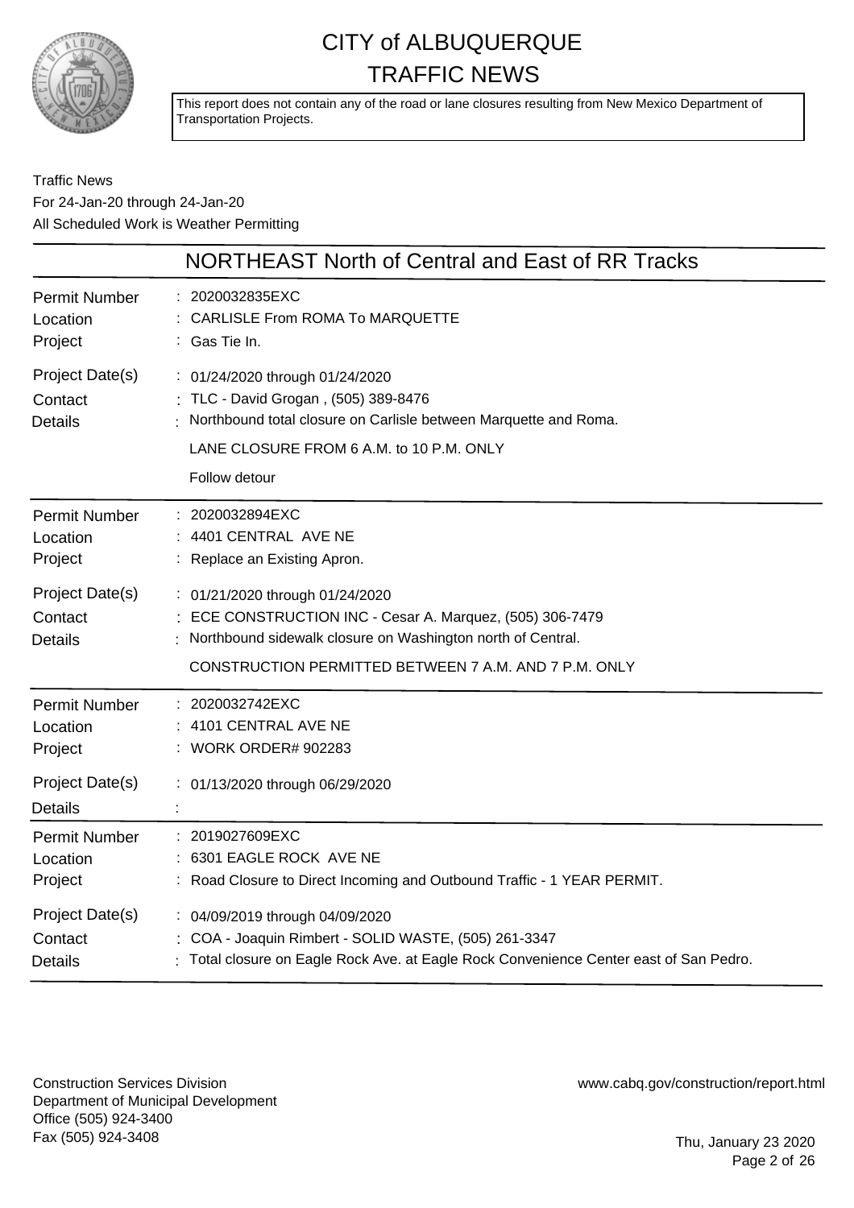# CITY of ALBUQUERQUE TRAFFIC NEWS

This report does not contain any of the road or lane closures resulting from New Mexico Department of Transportation Projects.

Traffic News
For 24-Jan-20 through 24-Jan-20
All Scheduled Work is Weather Permitting

## NORTHEAST North of Central and East of RR Tracks

| | |
|---|---|
| Permit Number | : 2020032835EXC |
| Location | : CARLISLE From ROMA To MARQUETTE |
| Project | : Gas Tie In. |
| Project Date(s) | : 01/24/2020 through 01/24/2020 |
| Contact | : TLC - David Grogan , (505) 389-8476 |
| Details | : Northbound total closure on Carlisle between Marquette and Roma.<br>LANE CLOSURE FROM 6 A.M. to 10 P.M. ONLY<br>Follow detour |

| | |
|---|---|
| Permit Number | : 2020032894EXC |
| Location | : 4401 CENTRAL AVE NE |
| Project | : Replace an Existing Apron. |
| Project Date(s) | : 01/21/2020 through 01/24/2020 |
| Contact | : ECE CONSTRUCTION INC - Cesar A. Marquez, (505) 306-7479 |
| Details | : Northbound sidewalk closure on Washington north of Central.<br>CONSTRUCTION PERMITTED BETWEEN 7 A.M. AND 7 P.M. ONLY |

| | |
|---|---|
| Permit Number | : 2020032742EXC |
| Location | : 4101 CENTRAL AVE NE |
| Project | : WORK ORDER# 902283 |
| Project Date(s) | : 01/13/2020 through 06/29/2020 |
| Details | : |

| | |
|---|---|
| Permit Number | : 2019027609EXC |
| Location | : 6301 EAGLE ROCK AVE NE |
| Project | : Road Closure to Direct Incoming and Outbound Traffic - 1 YEAR PERMIT. |
| Project Date(s) | : 04/09/2019 through 04/09/2020 |
| Contact | : COA - Joaquin Rimbert - SOLID WASTE, (505) 261-3347 |
| Details | : Total closure on Eagle Rock Ave. at Eagle Rock Convenience Center east of San Pedro. |

Construction Services Division
Department of Municipal Development
Office (505) 924-3400
Fax (505) 924-3408

www.cabq.gov/construction/report.html

Thu, January 23 2020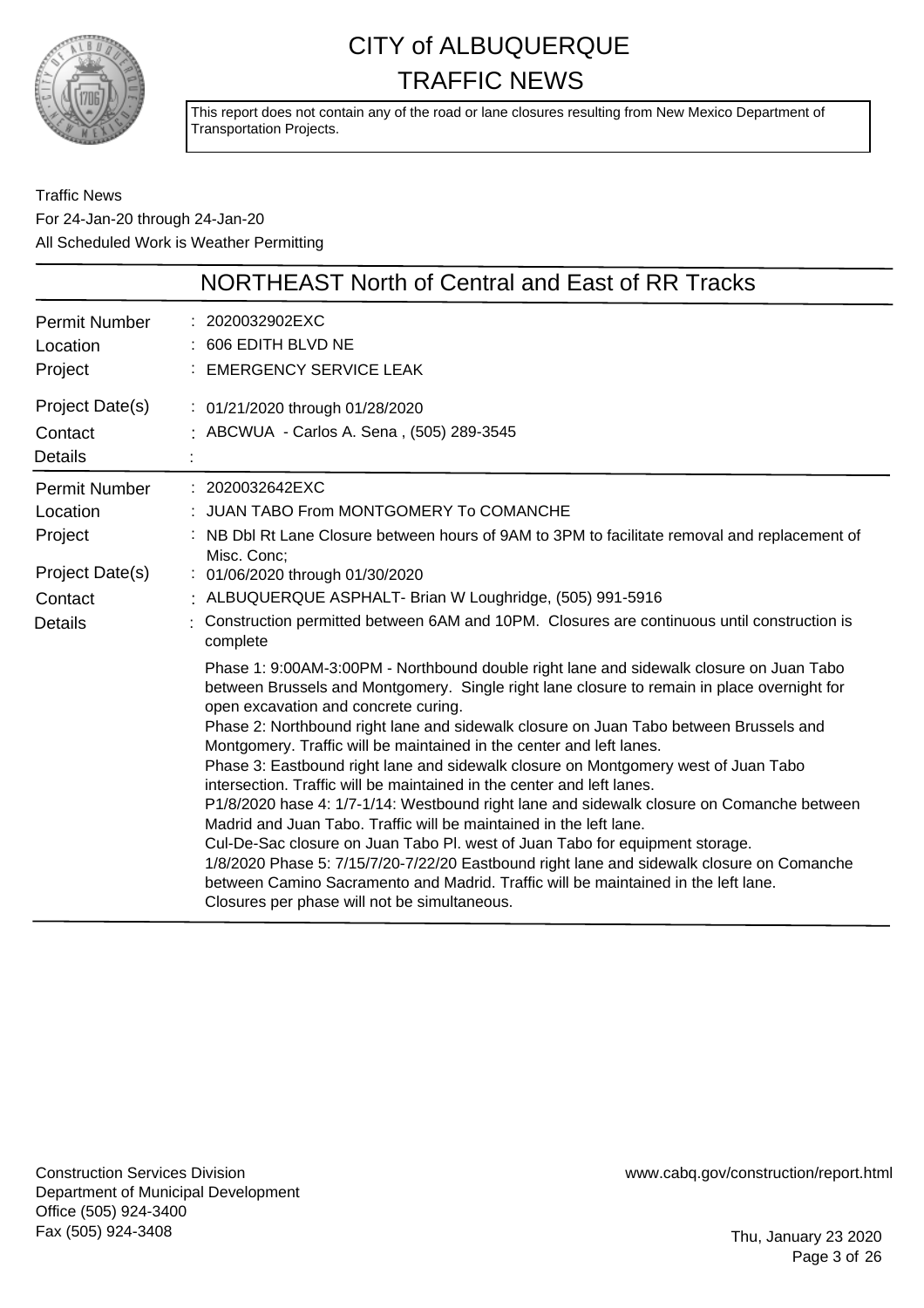# CITY of ALBUQUERQUE TRAFFIC NEWS

This report does not contain any of the road or lane closures resulting from New Mexico Department of Transportation Projects.

Traffic News
For 24-Jan-20 through 24-Jan-20
All Scheduled Work is Weather Permitting

## NORTHEAST North of Central and East of RR Tracks

| | |
|---|---|
| Permit Number | : 2020032902EXC |
| Location | : 606 EDITH BLVD NE |
| Project | : EMERGENCY SERVICE LEAK |
| Project Date(s) | : 01/21/2020 through 01/28/2020 |
| Contact | : ABCWUA - Carlos A. Sena , (505) 289-3545 |
| Details | : |

| | |
|---|---|
| Permit Number | : 2020032642EXC |
| Location | : JUAN TABO From MONTGOMERY To COMANCHE |
| Project | : NB Dbl Rt Lane Closure between hours of 9AM to 3PM to facilitate removal and replacement of Misc. Conc; |
| Project Date(s) | : 01/06/2020 through 01/30/2020 |
| Contact | : ALBUQUERQUE ASPHALT- Brian W Loughridge, (505) 991-5916 |
| Details | : Construction permitted between 6AM and 10PM. Closures are continuous until construction is complete |

Phase 1: 9:00AM-3:00PM - Northbound double right lane and sidewalk closure on Juan Tabo between Brussels and Montgomery. Single right lane closure to remain in place overnight for open excavation and concrete curing.
Phase 2: Northbound right lane and sidewalk closure on Juan Tabo between Brussels and Montgomery. Traffic will be maintained in the center and left lanes.
Phase 3: Eastbound right lane and sidewalk closure on Montgomery west of Juan Tabo intersection. Traffic will be maintained in the center and left lanes.
P1/8/2020 hase 4: 1/7-1/14: Westbound right lane and sidewalk closure on Comanche between Madrid and Juan Tabo. Traffic will be maintained in the left lane.
Cul-De-Sac closure on Juan Tabo Pl. west of Juan Tabo for equipment storage.
1/8/2020 Phase 5: 7/15/7/20-7/22/20 Eastbound right lane and sidewalk closure on Comanche between Camino Sacramento and Madrid. Traffic will be maintained in the left lane.
Closures per phase will not be simultaneous.

Construction Services Division
Department of Municipal Development
Office (505) 924-3400
Fax (505) 924-3408

www.cabq.gov/construction/report.html

Thu, January 23 2020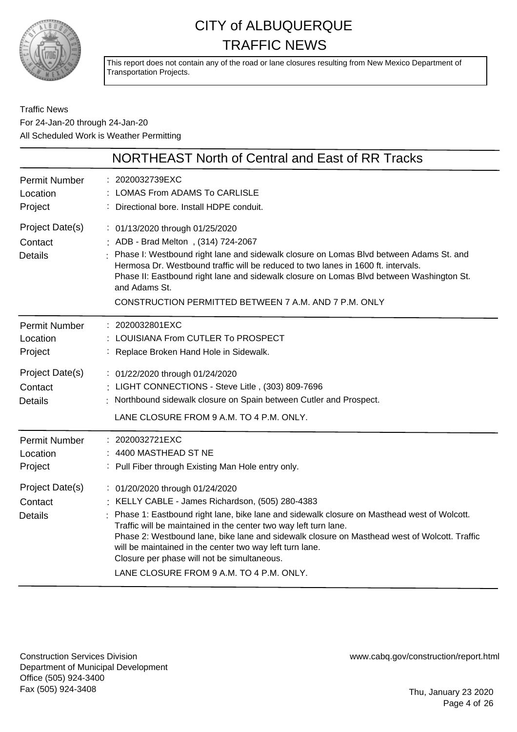# CITY of ALBUQUERQUE
# TRAFFIC NEWS

This report does not contain any of the road or lane closures resulting from New Mexico Department of Transportation Projects.

Traffic News
For 24-Jan-20 through 24-Jan-20
All Scheduled Work is Weather Permitting

## NORTHEAST North of Central and East of RR Tracks

| | |
|---|---|
| Permit Number | : 2020032739EXC |
| Location | : LOMAS From ADAMS To CARLISLE |
| Project | : Directional bore. Install HDPE conduit. |
| Project Date(s) | : 01/13/2020 through 01/25/2020 |
| Contact | : ADB - Brad Melton , (314) 724-2067 |
| Details | : Phase I: Westbound right lane and sidewalk closure on Lomas Blvd between Adams St. and Hermosa Dr. Westbound traffic will be reduced to two lanes in 1600 ft. intervals.<br>Phase II: Eastbound right lane and sidewalk closure on Lomas Blvd between Washington St. and Adams St.<br>CONSTRUCTION PERMITTED BETWEEN 7 A.M. AND 7 P.M. ONLY |

| | |
|---|---|
| Permit Number | : 2020032801EXC |
| Location | : LOUISIANA From CUTLER To PROSPECT |
| Project | : Replace Broken Hand Hole in Sidewalk. |
| Project Date(s) | : 01/22/2020 through 01/24/2020 |
| Contact | : LIGHT CONNECTIONS - Steve Litle , (303) 809-7696 |
| Details | : Northbound sidewalk closure on Spain between Cutler and Prospect.<br>LANE CLOSURE FROM 9 A.M. TO 4 P.M. ONLY. |

| | |
|---|---|
| Permit Number | : 2020032721EXC |
| Location | : 4400 MASTHEAD ST NE |
| Project | : Pull Fiber through Existing Man Hole entry only. |
| Project Date(s) | : 01/20/2020 through 01/24/2020 |
| Contact | : KELLY CABLE - James Richardson, (505) 280-4383 |
| Details | : Phase 1: Eastbound right lane, bike lane and sidewalk closure on Masthead west of Wolcott. Traffic will be maintained in the center two way left turn lane.<br>Phase 2: Westbound lane, bike lane and sidewalk closure on Masthead west of Wolcott. Traffic will be maintained in the center two way left turn lane.<br>Closure per phase will not be simultaneous.<br>LANE CLOSURE FROM 9 A.M. TO 4 P.M. ONLY. |

Construction Services Division
Department of Municipal Development
Office (505) 924-3400
Fax (505) 924-3408

www.cabq.gov/construction/report.html

Thu, January 23 2020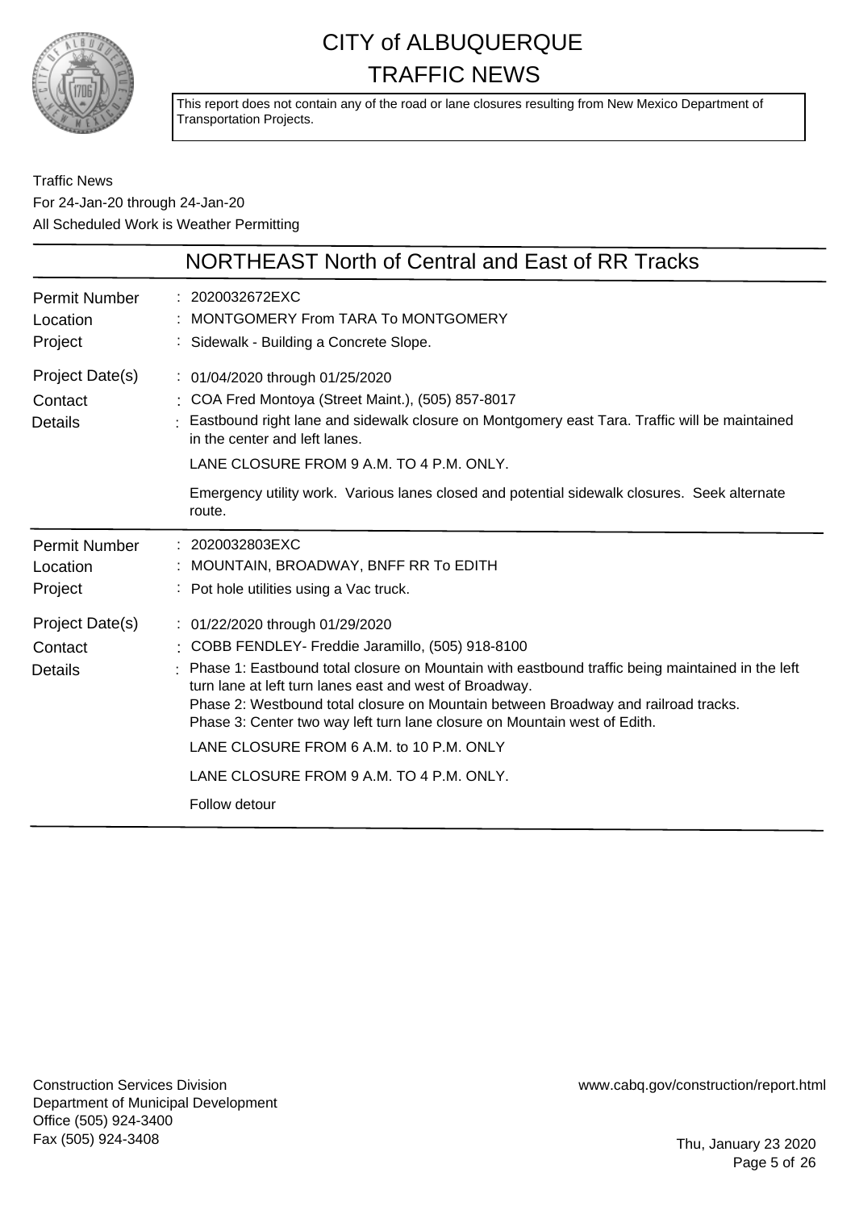# CITY of ALBUQUERQUE TRAFFIC NEWS

This report does not contain any of the road or lane closures resulting from New Mexico Department of Transportation Projects.

Traffic News
For 24-Jan-20 through 24-Jan-20
All Scheduled Work is Weather Permitting

## NORTHEAST North of Central and East of RR Tracks

| | |
|---|---|
| Permit Number | : 2020032672EXC |
| Location | : MONTGOMERY From TARA To MONTGOMERY |
| Project | : Sidewalk - Building a Concrete Slope. |
| Project Date(s) | : 01/04/2020 through 01/25/2020 |
| Contact | : COA Fred Montoya (Street Maint.), (505) 857-8017 |
| Details | : Eastbound right lane and sidewalk closure on Montgomery east Tara. Traffic will be maintained in the center and left lanes.<br>LANE CLOSURE FROM 9 A.M. TO 4 P.M. ONLY.<br>Emergency utility work. Various lanes closed and potential sidewalk closures. Seek alternate route. |

| | |
|---|---|
| Permit Number | : 2020032803EXC |
| Location | : MOUNTAIN, BROADWAY, BNFF RR To EDITH |
| Project | : Pot hole utilities using a Vac truck. |
| Project Date(s) | : 01/22/2020 through 01/29/2020 |
| Contact | : COBB FENDLEY- Freddie Jaramillo, (505) 918-8100 |
| Details | : Phase 1: Eastbound total closure on Mountain with eastbound traffic being maintained in the left turn lane at left turn lanes east and west of Broadway.<br>Phase 2: Westbound total closure on Mountain between Broadway and railroad tracks.<br>Phase 3: Center two way left turn lane closure on Mountain west of Edith.<br>LANE CLOSURE FROM 6 A.M. to 10 P.M. ONLY<br>LANE CLOSURE FROM 9 A.M. TO 4 P.M. ONLY.<br>Follow detour |

Construction Services Division
Department of Municipal Development
Office (505) 924-3400
Fax (505) 924-3408

www.cabq.gov/construction/report.html

Thu, January 23 2020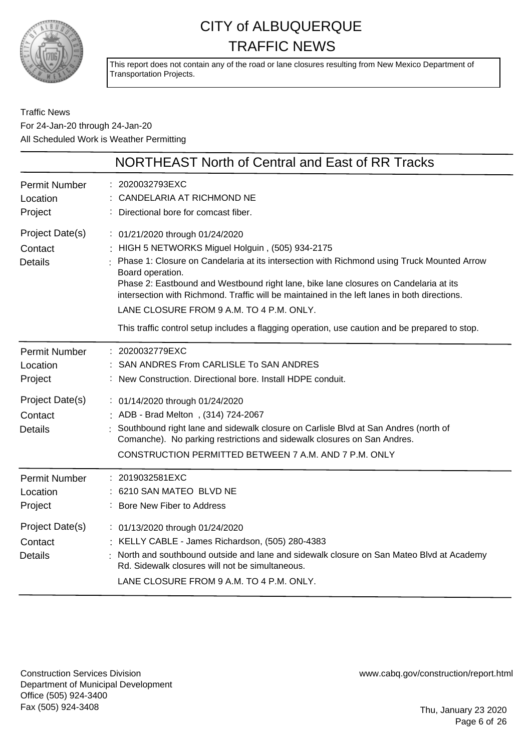# CITY of ALBUQUERQUE TRAFFIC NEWS

This report does not contain any of the road or lane closures resulting from New Mexico Department of Transportation Projects.

Traffic News
For 24-Jan-20 through 24-Jan-20
All Scheduled Work is Weather Permitting

## NORTHEAST North of Central and East of RR Tracks

**Permit Number**: 2020032793EXC
**Location**: CANDELARIA AT RICHMOND NE
**Project**: Directional bore for comcast fiber.
**Project Date(s)**: 01/21/2020 through 01/24/2020
**Contact**: HIGH 5 NETWORKS Miguel Holguin , (505) 934-2175
**Details**: Phase 1: Closure on Candelaria at its intersection with Richmond using Truck Mounted Arrow Board operation.
Phase 2: Eastbound and Westbound right lane, bike lane closures on Candelaria at its intersection with Richmond. Traffic will be maintained in the left lanes in both directions.
LANE CLOSURE FROM 9 A.M. TO 4 P.M. ONLY.
This traffic control setup includes a flagging operation, use caution and be prepared to stop.

---

**Permit Number**: 2020032779EXC
**Location**: SAN ANDRES From CARLISLE To SAN ANDRES
**Project**: New Construction. Directional bore. Install HDPE conduit.
**Project Date(s)**: 01/14/2020 through 01/24/2020
**Contact**: ADB - Brad Melton , (314) 724-2067
**Details**: Southbound right lane and sidewalk closure on Carlisle Blvd at San Andres (north of Comanche). No parking restrictions and sidewalk closures on San Andres.
CONSTRUCTION PERMITTED BETWEEN 7 A.M. AND 7 P.M. ONLY

---

**Permit Number**: 2019032581EXC
**Location**: 6210 SAN MATEO BLVD NE
**Project**: Bore New Fiber to Address
**Project Date(s)**: 01/13/2020 through 01/24/2020
**Contact**: KELLY CABLE - James Richardson, (505) 280-4383
**Details**: North and southbound outside and lane and sidewalk closure on San Mateo Blvd at Academy Rd. Sidewalk closures will not be simultaneous.
LANE CLOSURE FROM 9 A.M. TO 4 P.M. ONLY.

---

Construction Services Division
Department of Municipal Development
Office (505) 924-3400
Fax (505) 924-3408

www.cabq.gov/construction/report.html

Thu, January 23 2020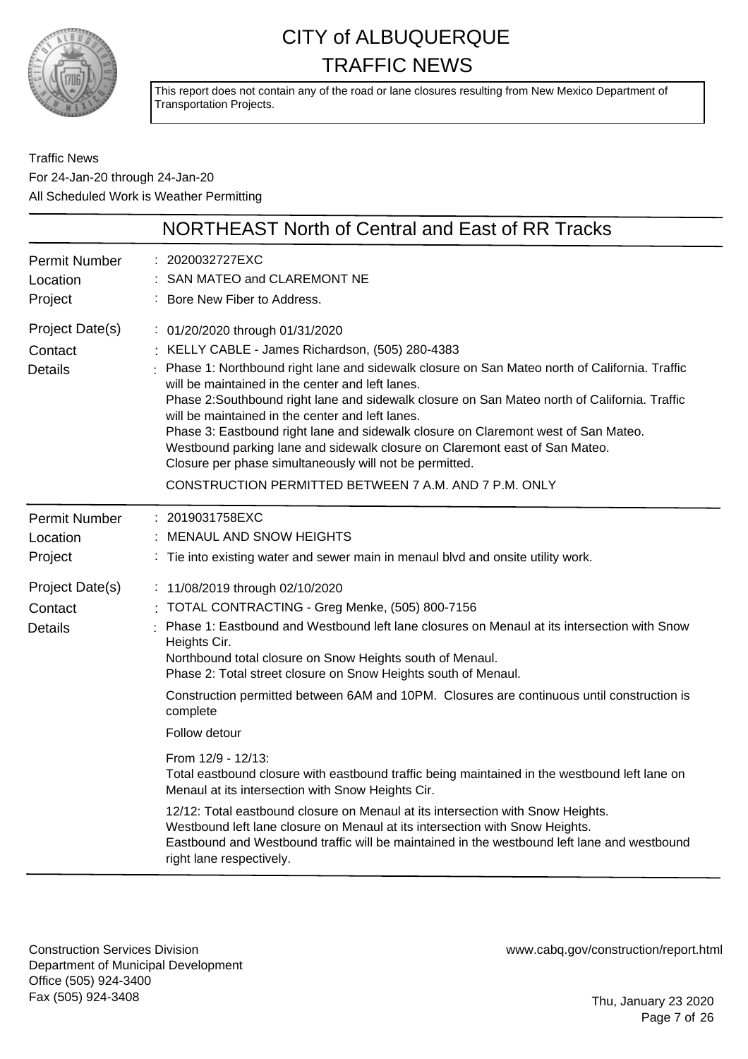# CITY of ALBUQUERQUE TRAFFIC NEWS

This report does not contain any of the road or lane closures resulting from New Mexico Department of Transportation Projects.

Traffic News
For 24-Jan-20 through 24-Jan-20
All Scheduled Work is Weather Permitting

## NORTHEAST North of Central and East of RR Tracks

| | |
|---|---|
| Permit Number | 2020032727EXC |
| Location | SAN MATEO and CLAREMONT NE |
| Project | Bore New Fiber to Address. |
| Project Date(s) | 01/20/2020 through 01/31/2020 |
| Contact | KELLY CABLE - James Richardson, (505) 280-4383 |
| Details | Phase 1: Northbound right lane and sidewalk closure on San Mateo north of California. Traffic will be maintained in the center and left lanes.<br>Phase 2:Southbound right lane and sidewalk closure on San Mateo north of California. Traffic will be maintained in the center and left lanes.<br>Phase 3: Eastbound right lane and sidewalk closure on Claremont west of San Mateo. Westbound parking lane and sidewalk closure on Claremont east of San Mateo.<br>Closure per phase simultaneously will not be permitted.<br>CONSTRUCTION PERMITTED BETWEEN 7 A.M. AND 7 P.M. ONLY |

| | |
|---|---|
| Permit Number | 2019031758EXC |
| Location | MENAUL AND SNOW HEIGHTS |
| Project | Tie into existing water and sewer main in menaul blvd and onsite utility work. |
| Project Date(s) | 11/08/2019 through 02/10/2020 |
| Contact | TOTAL CONTRACTING - Greg Menke, (505) 800-7156 |
| Details | Phase 1: Eastbound and Westbound left lane closures on Menaul at its intersection with Snow Heights Cir.<br>Northbound total closure on Snow Heights south of Menaul.<br>Phase 2: Total street closure on Snow Heights south of Menaul.<br>Construction permitted between 6AM and 10PM. Closures are continuous until construction is complete<br>Follow detour<br>From 12/9 - 12/13:<br>Total eastbound closure with eastbound traffic being maintained in the westbound left lane on Menaul at its intersection with Snow Heights Cir.<br>12/12: Total eastbound closure on Menaul at its intersection with Snow Heights.<br>Westbound left lane closure on Menaul at its intersection with Snow Heights.<br>Eastbound and Westbound traffic will be maintained in the westbound left lane and westbound right lane respectively. |

Construction Services Division
Department of Municipal Development
Office (505) 924-3400
Fax (505) 924-3408

www.cabq.gov/construction/report.html

Thu, January 23 2020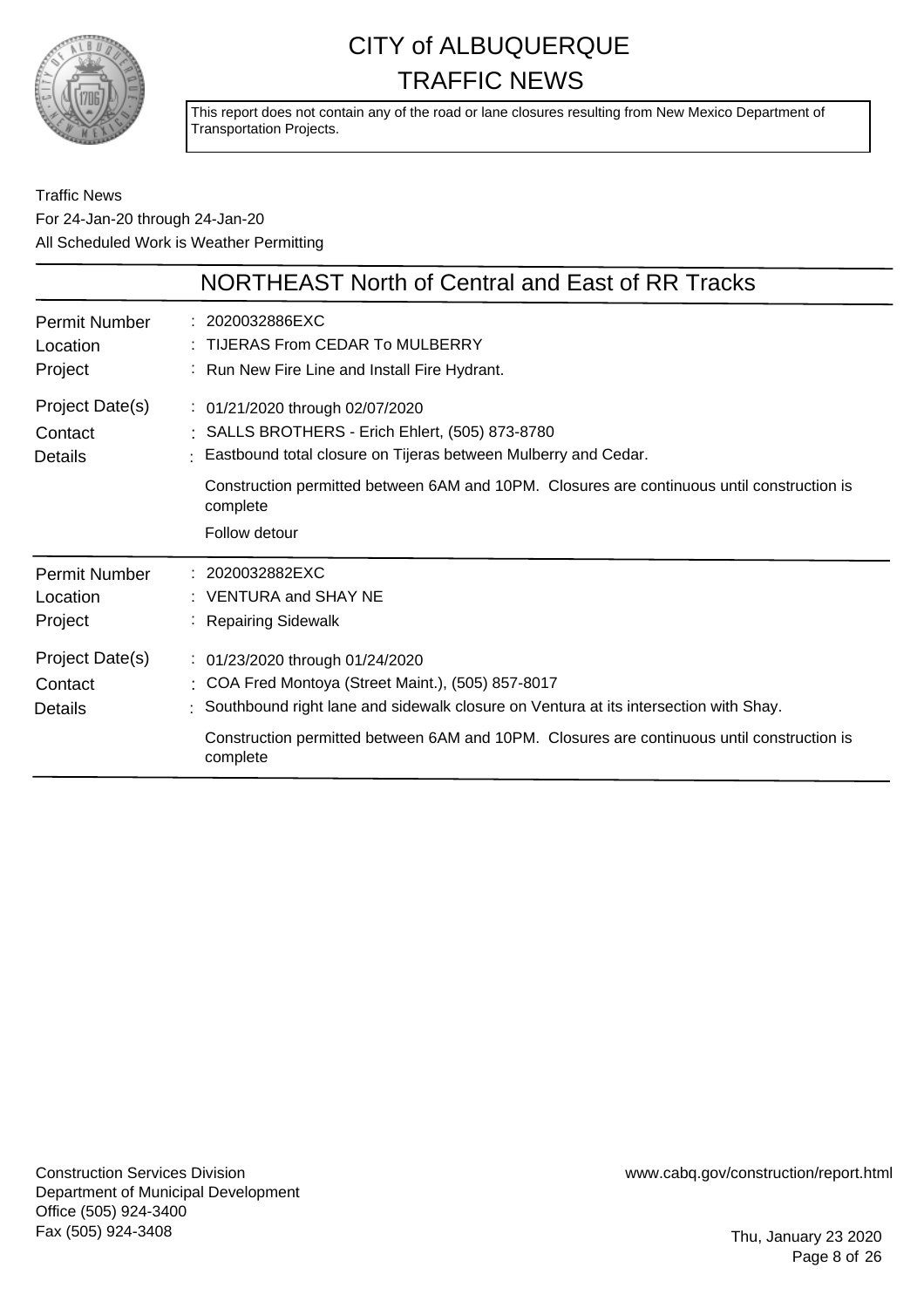# CITY of ALBUQUERQUE TRAFFIC NEWS

This report does not contain any of the road or lane closures resulting from New Mexico Department of Transportation Projects.

Traffic News
For 24-Jan-20 through 24-Jan-20
All Scheduled Work is Weather Permitting

## NORTHEAST North of Central and East of RR Tracks

| | |
|---|---|
| Permit Number | 2020032886EXC |
| Location | TIJERAS From CEDAR To MULBERRY |
| Project | Run New Fire Line and Install Fire Hydrant. |
| Project Date(s) | 01/21/2020 through 02/07/2020 |
| Contact | SALLS BROTHERS - Erich Ehlert, (505) 873-8780 |
| Details | Eastbound total closure on Tijeras between Mulberry and Cedar.<br><br>Construction permitted between 6AM and 10PM. Closures are continuous until construction is complete<br><br>Follow detour |

| | |
|---|---|
| Permit Number | 2020032882EXC |
| Location | VENTURA and SHAY NE |
| Project | Repairing Sidewalk |
| Project Date(s) | 01/23/2020 through 01/24/2020 |
| Contact | COA Fred Montoya (Street Maint.), (505) 857-8017 |
| Details | Southbound right lane and sidewalk closure on Ventura at its intersection with Shay.<br><br>Construction permitted between 6AM and 10PM. Closures are continuous until construction is complete |

Construction Services Division
Department of Municipal Development
Office (505) 924-3400
Fax (505) 924-3408

www.cabq.gov/construction/report.html

Thu, January 23 2020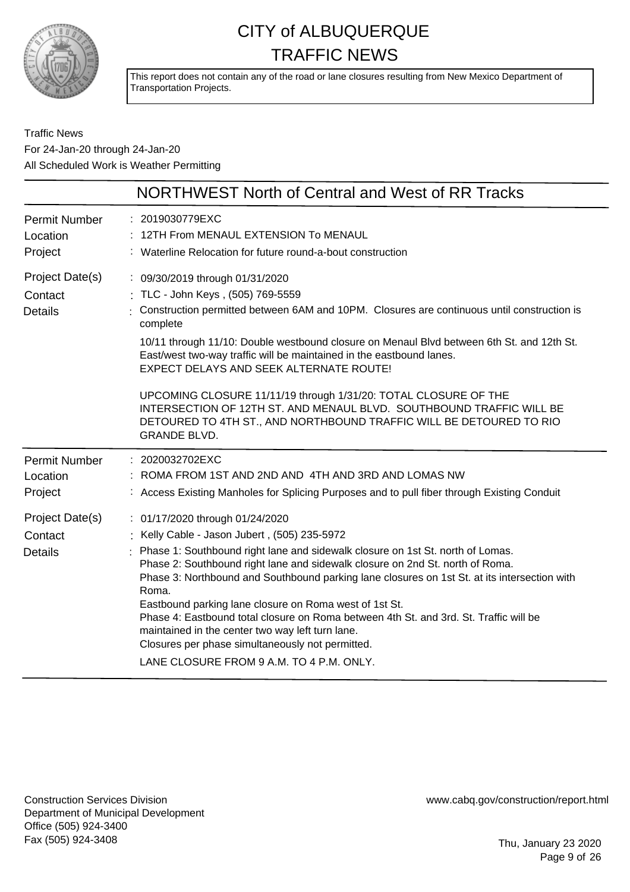# CITY of ALBUQUERQUE TRAFFIC NEWS

This report does not contain any of the road or lane closures resulting from New Mexico Department of Transportation Projects.

Traffic News
For 24-Jan-20 through 24-Jan-20
All Scheduled Work is Weather Permitting

## NORTHWEST North of Central and West of RR Tracks

| | |
|---|---|
| Permit Number | : 2019030779EXC |
| Location | : 12TH From MENAUL EXTENSION To MENAUL |
| Project | : Waterline Relocation for future round-a-bout construction |
| Project Date(s) | : 09/30/2019 through 01/31/2020 |
| Contact | : TLC - John Keys , (505) 769-5559 |
| Details | : Construction permitted between 6AM and 10PM. Closures are continuous until construction is complete<br><br>10/11 through 11/10: Double westbound closure on Menaul Blvd between 6th St. and 12th St. East/west two-way traffic will be maintained in the eastbound lanes.<br>EXPECT DELAYS AND SEEK ALTERNATE ROUTE!<br><br>UPCOMING CLOSURE 11/11/19 through 1/31/20: TOTAL CLOSURE OF THE INTERSECTION OF 12TH ST. AND MENAUL BLVD. SOUTHBOUND TRAFFIC WILL BE DETOURED TO 4TH ST., AND NORTHBOUND TRAFFIC WILL BE DETOURED TO RIO GRANDE BLVD. |

| | |
|---|---|
| Permit Number | : 2020032702EXC |
| Location | : ROMA FROM 1ST AND 2ND AND 4TH AND 3RD AND LOMAS NW |
| Project | : Access Existing Manholes for Splicing Purposes and to pull fiber through Existing Conduit |
| Project Date(s) | : 01/17/2020 through 01/24/2020 |
| Contact | : Kelly Cable - Jason Jubert , (505) 235-5972 |
| Details | : Phase 1: Southbound right lane and sidewalk closure on 1st St. north of Lomas.<br>Phase 2: Southbound right lane and sidewalk closure on 2nd St. north of Roma.<br>Phase 3: Northbound and Southbound parking lane closures on 1st St. at its intersection with Roma.<br>Eastbound parking lane closure on Roma west of 1st St.<br>Phase 4: Eastbound total closure on Roma between 4th St. and 3rd. St. Traffic will be maintained in the center two way left turn lane.<br>Closures per phase simultaneously not permitted.<br><br>LANE CLOSURE FROM 9 A.M. TO 4 P.M. ONLY. |

Construction Services Division
Department of Municipal Development
Office (505) 924-3400
Fax (505) 924-3408

www.cabq.gov/construction/report.html

Thu, January 23 2020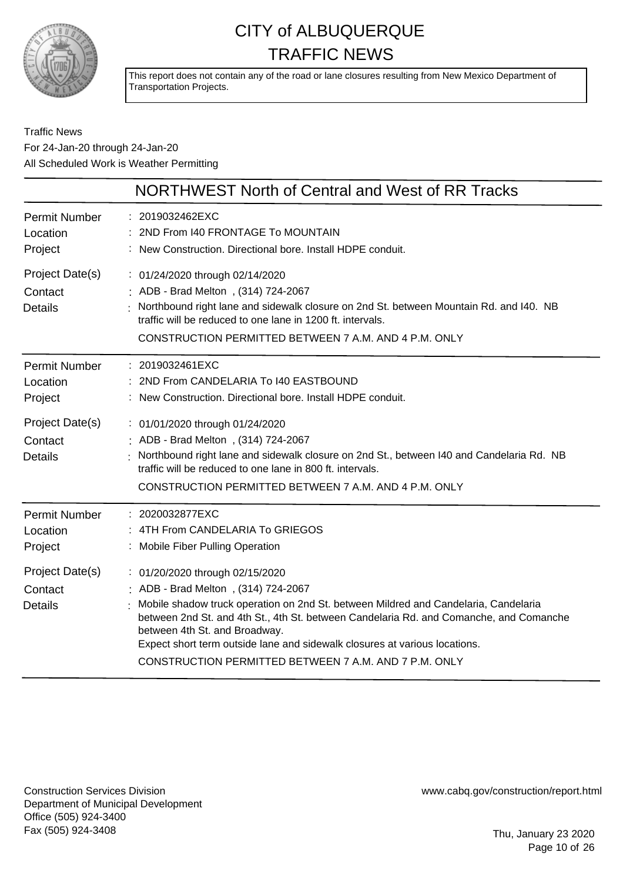# CITY of ALBUQUERQUE
# TRAFFIC NEWS

This report does not contain any of the road or lane closures resulting from New Mexico Department of Transportation Projects.

Traffic News
For 24-Jan-20 through 24-Jan-20
All Scheduled Work is Weather Permitting

## NORTHWEST North of Central and West of RR Tracks

| | |
|---|---|
| Permit Number | : 2019032462EXC |
| Location | : 2ND From I40 FRONTAGE To MOUNTAIN |
| Project | : New Construction. Directional bore. Install HDPE conduit. |
| Project Date(s) | : 01/24/2020 through 02/14/2020 |
| Contact | : ADB - Brad Melton , (314) 724-2067 |
| Details | : Northbound right lane and sidewalk closure on 2nd St. between Mountain Rd. and I40. NB traffic will be reduced to one lane in 1200 ft. intervals. CONSTRUCTION PERMITTED BETWEEN 7 A.M. AND 4 P.M. ONLY |

| | |
|---|---|
| Permit Number | : 2019032461EXC |
| Location | : 2ND From CANDELARIA To I40 EASTBOUND |
| Project | : New Construction. Directional bore. Install HDPE conduit. |
| Project Date(s) | : 01/01/2020 through 01/24/2020 |
| Contact | : ADB - Brad Melton , (314) 724-2067 |
| Details | : Northbound right lane and sidewalk closure on 2nd St., between I40 and Candelaria Rd. NB traffic will be reduced to one lane in 800 ft. intervals. CONSTRUCTION PERMITTED BETWEEN 7 A.M. AND 4 P.M. ONLY |

| | |
|---|---|
| Permit Number | : 2020032877EXC |
| Location | : 4TH From CANDELARIA To GRIEGOS |
| Project | : Mobile Fiber Pulling Operation |
| Project Date(s) | : 01/20/2020 through 02/15/2020 |
| Contact | : ADB - Brad Melton , (314) 724-2067 |
| Details | : Mobile shadow truck operation on 2nd St. between Mildred and Candelaria, Candelaria between 2nd St. and 4th St., 4th St. between Candelaria Rd. and Comanche, and Comanche between 4th St. and Broadway. Expect short term outside lane and sidewalk closures at various locations. CONSTRUCTION PERMITTED BETWEEN 7 A.M. AND 7 P.M. ONLY |

Construction Services Division
Department of Municipal Development
Office (505) 924-3400
Fax (505) 924-3408

www.cabq.gov/construction/report.html

Thu, January 23 2020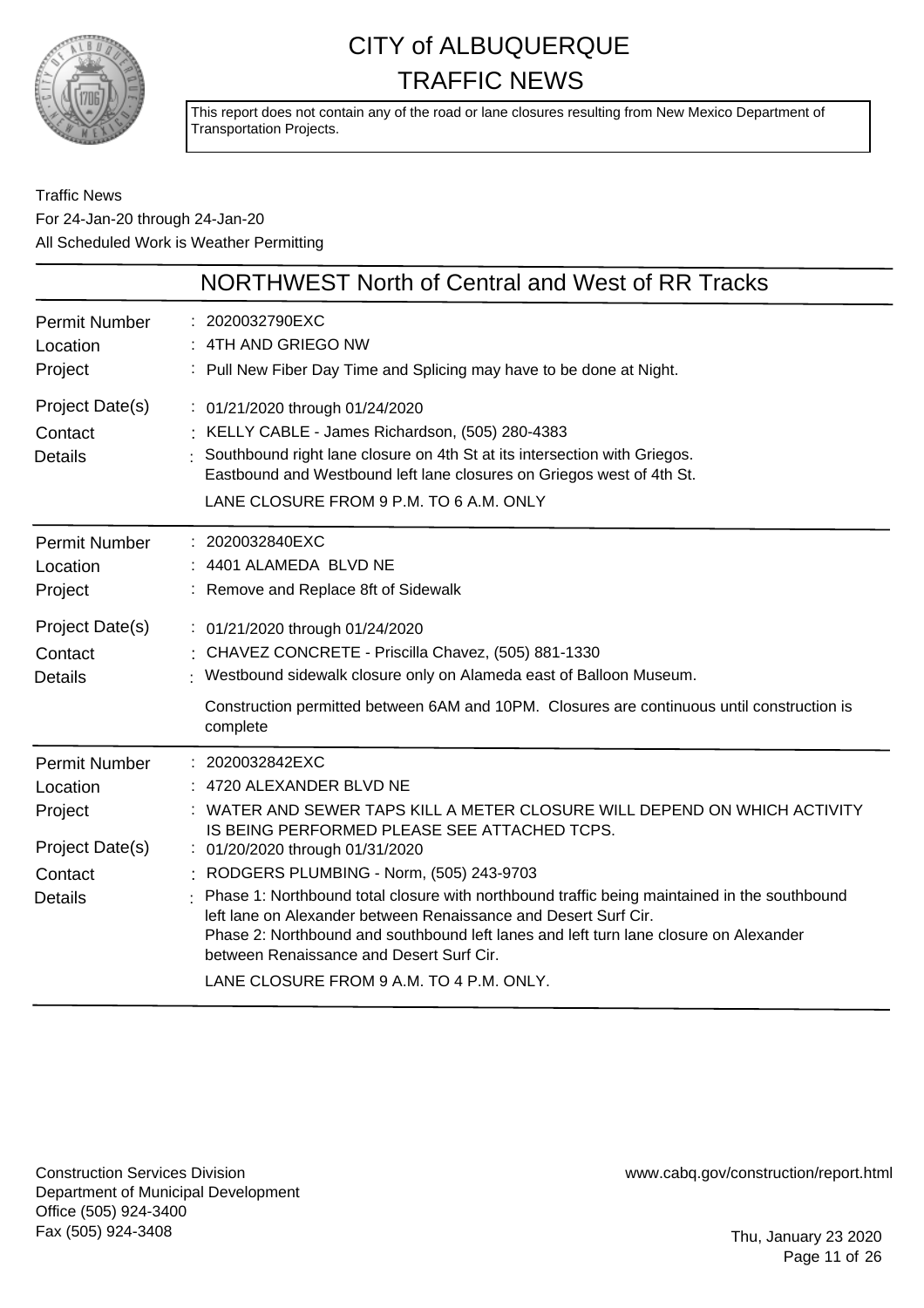# CITY of ALBUQUERQUE
# TRAFFIC NEWS

This report does not contain any of the road or lane closures resulting from New Mexico Department of Transportation Projects.

Traffic News
For 24-Jan-20 through 24-Jan-20
All Scheduled Work is Weather Permitting

## NORTHWEST North of Central and West of RR Tracks

**Permit Number** : 2020032790EXC
**Location** : 4TH AND GRIEGO NW
**Project** : Pull New Fiber Day Time and Splicing may have to be done at Night.
**Project Date(s)** : 01/21/2020 through 01/24/2020
**Contact** : KELLY CABLE - James Richardson, (505) 280-4383
**Details** : Southbound right lane closure on 4th St at its intersection with Griegos.
Eastbound and Westbound left lane closures on Griegos west of 4th St.
LANE CLOSURE FROM 9 P.M. TO 6 A.M. ONLY

---

**Permit Number** : 2020032840EXC
**Location** : 4401 ALAMEDA BLVD NE
**Project** : Remove and Replace 8ft of Sidewalk
**Project Date(s)** : 01/21/2020 through 01/24/2020
**Contact** : CHAVEZ CONCRETE - Priscilla Chavez, (505) 881-1330
**Details** : Westbound sidewalk closure only on Alameda east of Balloon Museum.
Construction permitted between 6AM and 10PM. Closures are continuous until construction is complete

---

**Permit Number** : 2020032842EXC
**Location** : 4720 ALEXANDER BLVD NE
**Project** : WATER AND SEWER TAPS KILL A METER CLOSURE WILL DEPEND ON WHICH ACTIVITY IS BEING PERFORMED PLEASE SEE ATTACHED TCPS.
**Project Date(s)** : 01/20/2020 through 01/31/2020
**Contact** : RODGERS PLUMBING - Norm, (505) 243-9703
**Details** : Phase 1: Northbound total closure with northbound traffic being maintained in the southbound left lane on Alexander between Renaissance and Desert Surf Cir.
Phase 2: Northbound and southbound left lanes and left turn lane closure on Alexander between Renaissance and Desert Surf Cir.
LANE CLOSURE FROM 9 A.M. TO 4 P.M. ONLY

---

Construction Services Division
Department of Municipal Development
Office (505) 924-3400
Fax (505) 924-3408

www.cabq.gov/construction/report.html

Thu, January 23 2020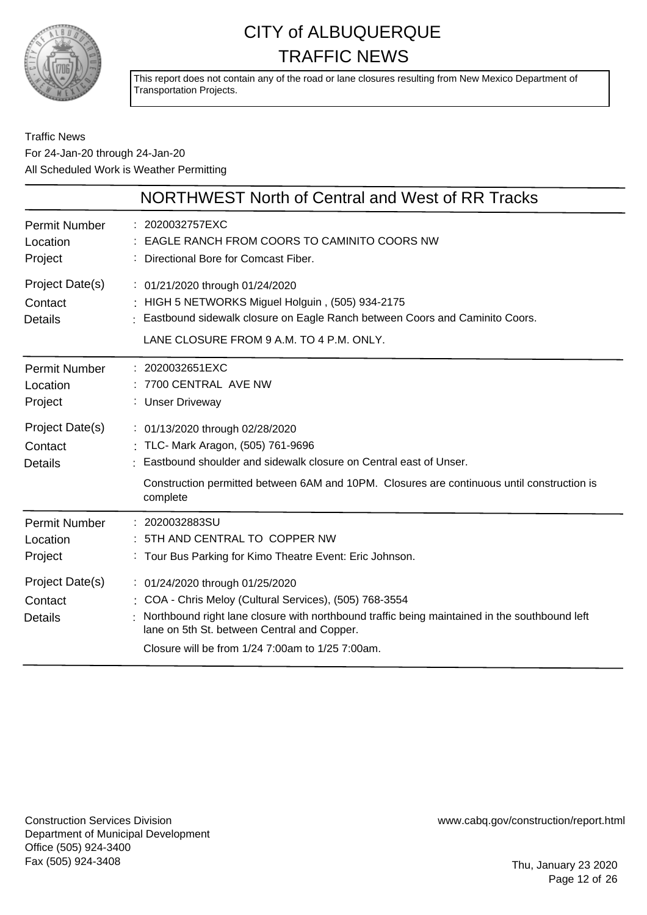# CITY of ALBUQUERQUE
# TRAFFIC NEWS

This report does not contain any of the road or lane closures resulting from New Mexico Department of Transportation Projects.

Traffic News
For 24-Jan-20 through 24-Jan-20
All Scheduled Work is Weather Permitting

## NORTHWEST North of Central and West of RR Tracks

| | |
|---|---|
| Permit Number | 2020032757EXC |
| Location | EAGLE RANCH FROM COORS TO CAMINITO COORS NW |
| Project | Directional Bore for Comcast Fiber. |
| Project Date(s) | 01/21/2020 through 01/24/2020 |
| Contact | HIGH 5 NETWORKS Miguel Holguin , (505) 934-2175 |
| Details | Eastbound sidewalk closure on Eagle Ranch between Coors and Caminito Coors.<br>LANE CLOSURE FROM 9 A.M. TO 4 P.M. ONLY. |

| | |
|---|---|
| Permit Number | 2020032651EXC |
| Location | 7700 CENTRAL AVE NW |
| Project | Unser Driveway |
| Project Date(s) | 01/13/2020 through 02/28/2020 |
| Contact | TLC- Mark Aragon, (505) 761-9696 |
| Details | Eastbound shoulder and sidewalk closure on Central east of Unser.<br>Construction permitted between 6AM and 10PM. Closures are continuous until construction is complete |

| | |
|---|---|
| Permit Number | 2020032883SU |
| Location | 5TH AND CENTRAL TO COPPER NW |
| Project | Tour Bus Parking for Kimo Theatre Event: Eric Johnson. |
| Project Date(s) | 01/24/2020 through 01/25/2020 |
| Contact | COA - Chris Meloy (Cultural Services), (505) 768-3554 |
| Details | Northbound right lane closure with northbound traffic being maintained in the southbound left lane on 5th St. between Central and Copper.<br>Closure will be from 1/24 7:00am to 1/25 7:00am. |

Construction Services Division
Department of Municipal Development
Office (505) 924-3400
Fax (505) 924-3408

www.cabq.gov/construction/report.html

Thu, January 23 2020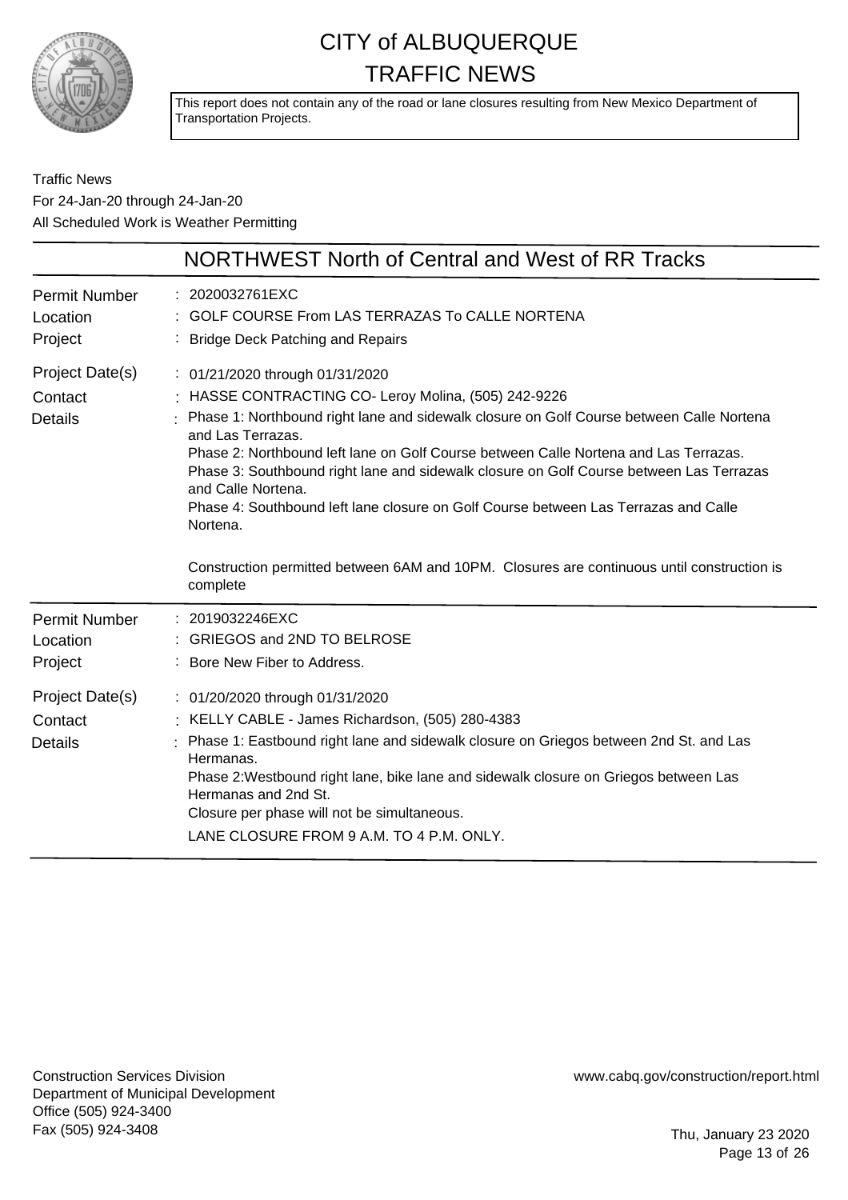# CITY of ALBUQUERQUE TRAFFIC NEWS

This report does not contain any of the road or lane closures resulting from New Mexico Department of Transportation Projects.

Traffic News
For 24-Jan-20 through 24-Jan-20
All Scheduled Work is Weather Permitting

## NORTHWEST North of Central and West of RR Tracks

| | |
|---|---|
| Permit Number | 2020032761EXC |
| Location | GOLF COURSE From LAS TERRAZAS To CALLE NORTENA |
| Project | Bridge Deck Patching and Repairs |
| Project Date(s) | 01/21/2020 through 01/31/2020 |
| Contact | HASSE CONTRACTING CO- Leroy Molina, (505) 242-9226 |
| Details | Phase 1: Northbound right lane and sidewalk closure on Golf Course between Calle Nortena and Las Terrazas.<br>Phase 2: Northbound left lane on Golf Course between Calle Nortena and Las Terrazas.<br>Phase 3: Southbound right lane and sidewalk closure on Golf Course between Las Terrazas and Calle Nortena.<br>Phase 4: Southbound left lane closure on Golf Course between Las Terrazas and Calle Nortena.<br><br>Construction permitted between 6AM and 10PM. Closures are continuous until construction is complete |

| | |
|---|---|
| Permit Number | 2019032246EXC |
| Location | GRIEGOS and 2ND TO BELROSE |
| Project | Bore New Fiber to Address. |
| Project Date(s) | 01/20/2020 through 01/31/2020 |
| Contact | KELLY CABLE - James Richardson, (505) 280-4383 |
| Details | Phase 1: Eastbound right lane and sidewalk closure on Griegos between 2nd St. and Las Hermanas.<br>Phase 2:Westbound right lane, bike lane and sidewalk closure on Griegos between Las Hermanas and 2nd St.<br>Closure per phase will not be simultaneous.<br>LANE CLOSURE FROM 9 A.M. TO 4 P.M. ONLY. |

Construction Services Division
Department of Municipal Development
Office (505) 924-3400
Fax (505) 924-3408

www.cabq.gov/construction/report.html

Thu, January 23 2020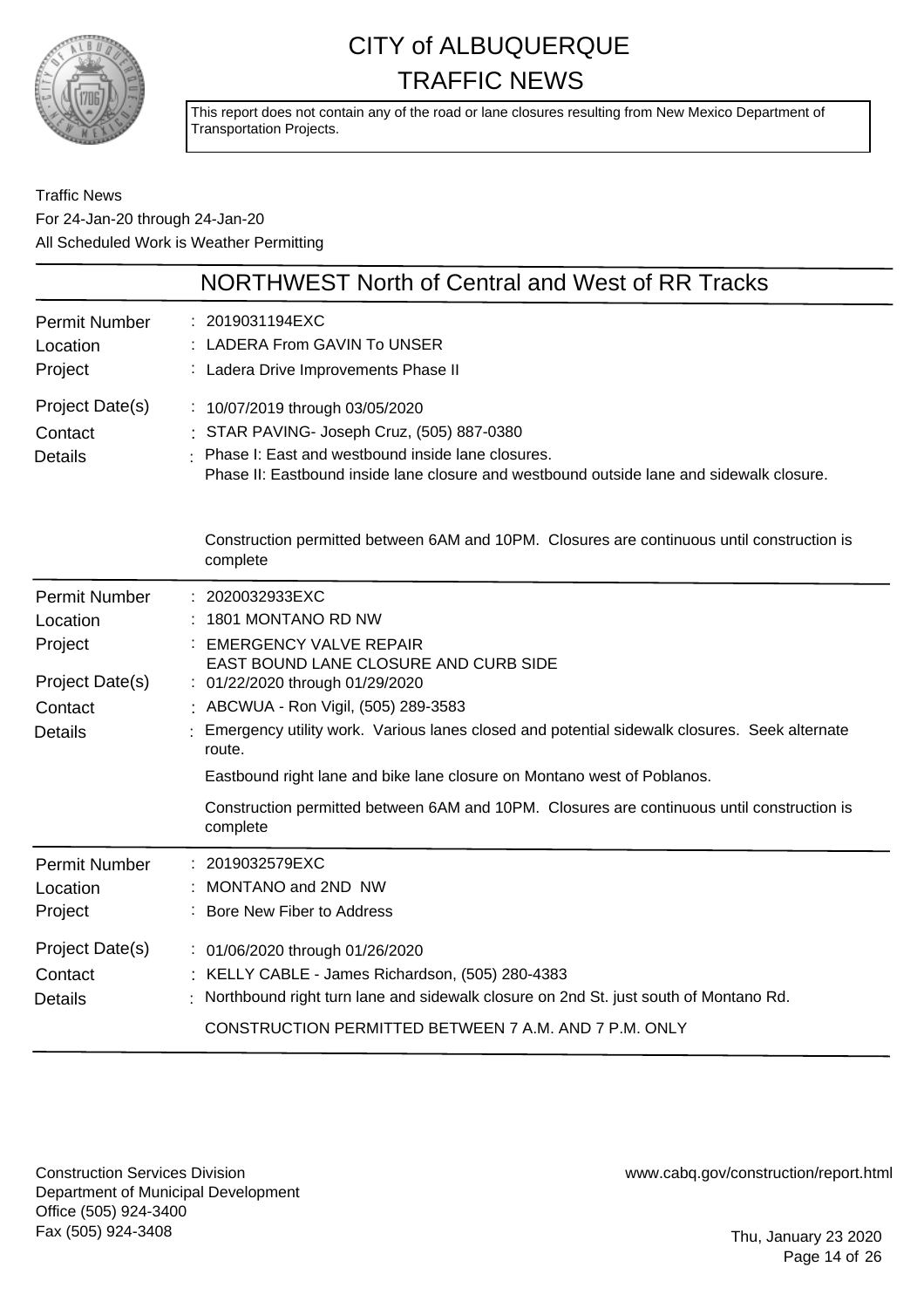# CITY of ALBUQUERQUE TRAFFIC NEWS

This report does not contain any of the road or lane closures resulting from New Mexico Department of Transportation Projects.

Traffic News
For 24-Jan-20 through 24-Jan-20
All Scheduled Work is Weather Permitting

## NORTHWEST North of Central and West of RR Tracks

| | |
|---|---|
| Permit Number | : 2019031194EXC |
| Location | : LADERA From GAVIN To UNSER |
| Project | : Ladera Drive Improvements Phase II |
| Project Date(s) | : 10/07/2019 through 03/05/2020 |
| Contact | : STAR PAVING- Joseph Cruz, (505) 887-0380 |
| Details | : Phase I: East and westbound inside lane closures.<br>Phase II: Eastbound inside lane closure and westbound outside lane and sidewalk closure.<br><br>Construction permitted between 6AM and 10PM. Closures are continuous until construction is complete |

| | |
|---|---|
| Permit Number | : 2020032933EXC |
| Location | : 1801 MONTANO RD NW |
| Project | : EMERGENCY VALVE REPAIR<br>EAST BOUND LANE CLOSURE AND CURB SIDE |
| Project Date(s) | : 01/22/2020 through 01/29/2020 |
| Contact | : ABCWUA - Ron Vigil, (505) 289-3583 |
| Details | : Emergency utility work. Various lanes closed and potential sidewalk closures. Seek alternate route.<br>Eastbound right lane and bike lane closure on Montano west of Poblanos.<br>Construction permitted between 6AM and 10PM. Closures are continuous until construction is complete |

| | |
|---|---|
| Permit Number | : 2019032579EXC |
| Location | : MONTANO and 2ND NW |
| Project | : Bore New Fiber to Address |
| Project Date(s) | : 01/06/2020 through 01/26/2020 |
| Contact | : KELLY CABLE - James Richardson, (505) 280-4383 |
| Details | : Northbound right turn lane and sidewalk closure on 2nd St. just south of Montano Rd.<br>CONSTRUCTION PERMITTED BETWEEN 7 A.M. AND 7 P.M. ONLY |

Construction Services Division
Department of Municipal Development
Office (505) 924-3400
Fax (505) 924-3408

www.cabq.gov/construction/report.html

Thu, January 23 2020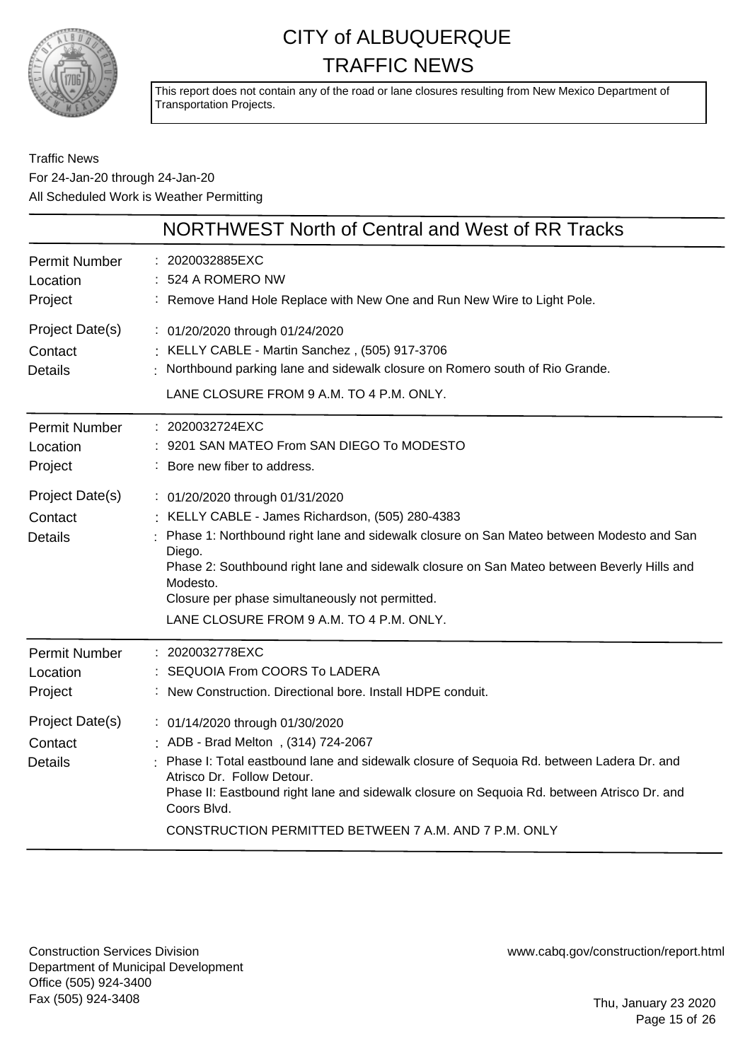# CITY of ALBUQUERQUE TRAFFIC NEWS

This report does not contain any of the road or lane closures resulting from New Mexico Department of Transportation Projects.

Traffic News
For 24-Jan-20 through 24-Jan-20
All Scheduled Work is Weather Permitting

## NORTHWEST North of Central and West of RR Tracks

| | |
|---|---|
| Permit Number | 2020032885EXC |
| Location | 524 A ROMERO NW |
| Project | Remove Hand Hole Replace with New One and Run New Wire to Light Pole. |
| Project Date(s) | 01/20/2020 through 01/24/2020 |
| Contact | KELLY CABLE - Martin Sanchez , (505) 917-3706 |
| Details | Northbound parking lane and sidewalk closure on Romero south of Rio Grande.<br>LANE CLOSURE FROM 9 A.M. TO 4 P.M. ONLY. |

| | |
|---|---|
| Permit Number | 2020032724EXC |
| Location | 9201 SAN MATEO From SAN DIEGO To MODESTO |
| Project | Bore new fiber to address. |
| Project Date(s) | 01/20/2020 through 01/31/2020 |
| Contact | KELLY CABLE - James Richardson, (505) 280-4383 |
| Details | Phase 1: Northbound right lane and sidewalk closure on San Mateo between Modesto and San Diego.<br>Phase 2: Southbound right lane and sidewalk closure on San Mateo between Beverly Hills and Modesto.<br>Closure per phase simultaneously not permitted.<br>LANE CLOSURE FROM 9 A.M. TO 4 P.M. ONLY. |

| | |
|---|---|
| Permit Number | 2020032778EXC |
| Location | SEQUOIA From COORS To LADERA |
| Project | New Construction. Directional bore. Install HDPE conduit. |
| Project Date(s) | 01/14/2020 through 01/30/2020 |
| Contact | ADB - Brad Melton , (314) 724-2067 |
| Details | Phase I: Total eastbound lane and sidewalk closure of Sequoia Rd. between Ladera Dr. and Atrisco Dr. Follow Detour.<br>Phase II: Eastbound right lane and sidewalk closure on Sequoia Rd. between Atrisco Dr. and Coors Blvd.<br>CONSTRUCTION PERMITTED BETWEEN 7 A.M. AND 7 P.M. ONLY |

Construction Services Division
Department of Municipal Development
Office (505) 924-3400
Fax (505) 924-3408

www.cabq.gov/construction/report.html

Thu, January 23 2020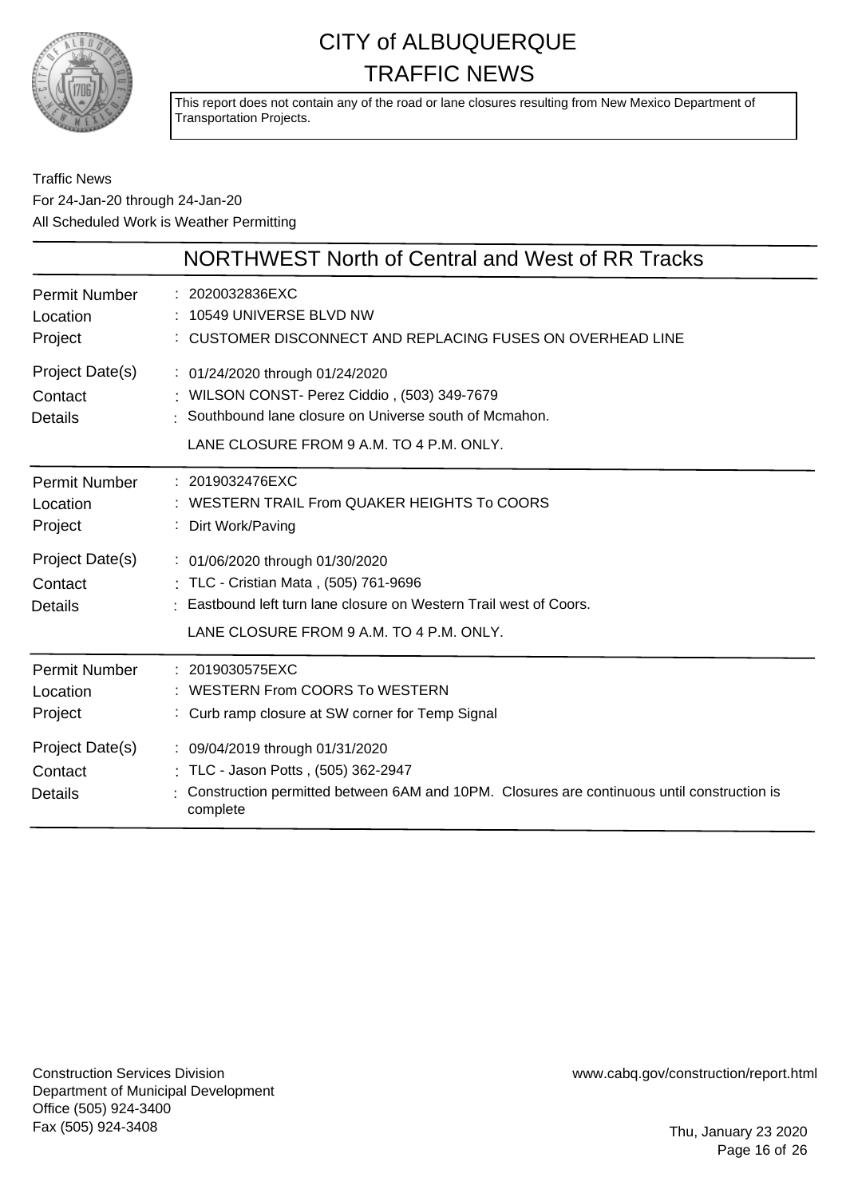# CITY of ALBUQUERQUE TRAFFIC NEWS

This report does not contain any of the road or lane closures resulting from New Mexico Department of Transportation Projects.

Traffic News
For 24-Jan-20 through 24-Jan-20
All Scheduled Work is Weather Permitting

## NORTHWEST North of Central and West of RR Tracks

| | |
|---|---|
| Permit Number | : 2020032836EXC |
| Location | : 10549 UNIVERSE BLVD NW |
| Project | : CUSTOMER DISCONNECT AND REPLACING FUSES ON OVERHEAD LINE |
| Project Date(s) | : 01/24/2020 through 01/24/2020 |
| Contact | : WILSON CONST- Perez Ciddio , (503) 349-7679 |
| Details | : Southbound lane closure on Universe south of Mcmahon. LANE CLOSURE FROM 9 A.M. TO 4 P.M. ONLY. |

| | |
|---|---|
| Permit Number | : 2019032476EXC |
| Location | : WESTERN TRAIL From QUAKER HEIGHTS To COORS |
| Project | : Dirt Work/Paving |
| Project Date(s) | : 01/06/2020 through 01/30/2020 |
| Contact | : TLC - Cristian Mata , (505) 761-9696 |
| Details | : Eastbound left turn lane closure on Western Trail west of Coors. LANE CLOSURE FROM 9 A.M. TO 4 P.M. ONLY. |

| | |
|---|---|
| Permit Number | : 2019030575EXC |
| Location | : WESTERN From COORS To WESTERN |
| Project | : Curb ramp closure at SW corner for Temp Signal |
| Project Date(s) | : 09/04/2019 through 01/31/2020 |
| Contact | : TLC - Jason Potts , (505) 362-2947 |
| Details | : Construction permitted between 6AM and 10PM. Closures are continuous until construction is complete |

Construction Services Division
Department of Municipal Development
Office (505) 924-3400
Fax (505) 924-3408

www.cabq.gov/construction/report.html

Thu, January 23 2020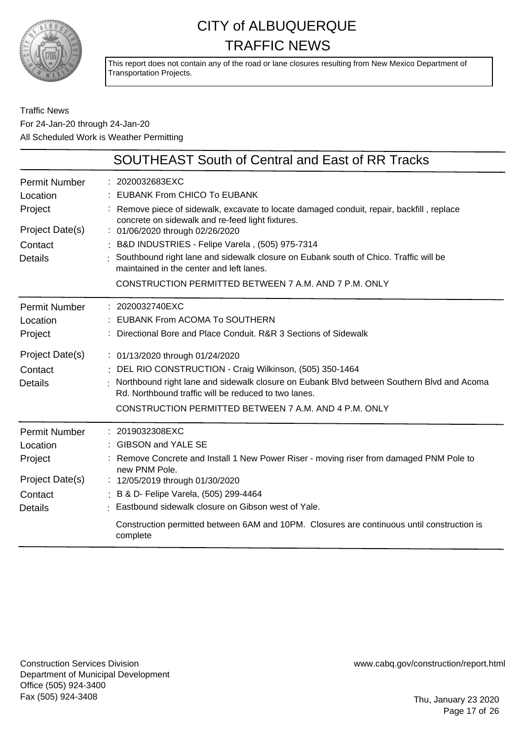# CITY of ALBUQUERQUE
# TRAFFIC NEWS

This report does not contain any of the road or lane closures resulting from New Mexico Department of Transportation Projects.

Traffic News
For 24-Jan-20 through 24-Jan-20
All Scheduled Work is Weather Permitting

## SOUTHEAST South of Central and East of RR Tracks

| | |
|---|---|
| Permit Number | 2020032683EXC |
| Location | EUBANK From CHICO To EUBANK |
| Project | Remove piece of sidewalk, excavate to locate damaged conduit, repair, backfill , replace concrete on sidewalk and re-feed light fixtures. |
| Project Date(s) | 01/06/2020 through 02/26/2020 |
| Contact | B&D INDUSTRIES - Felipe Varela , (505) 975-7314 |
| Details | Southbound right lane and sidewalk closure on Eubank south of Chico. Traffic will be maintained in the center and left lanes.<br>CONSTRUCTION PERMITTED BETWEEN 7 A.M. AND 7 P.M. ONLY |

| | |
|---|---|
| Permit Number | 2020032740EXC |
| Location | EUBANK From ACOMA To SOUTHERN |
| Project | Directional Bore and Place Conduit. R&R 3 Sections of Sidewalk |
| Project Date(s) | 01/13/2020 through 01/24/2020 |
| Contact | DEL RIO CONSTRUCTION - Craig Wilkinson, (505) 350-1464 |
| Details | Northbound right lane and sidewalk closure on Eubank Blvd between Southern Blvd and Acoma Rd. Northbound traffic will be reduced to two lanes.<br>CONSTRUCTION PERMITTED BETWEEN 7 A.M. AND 4 P.M. ONLY |

| | |
|---|---|
| Permit Number | 2019032308EXC |
| Location | GIBSON and YALE SE |
| Project | Remove Concrete and Install 1 New Power Riser - moving riser from damaged PNM Pole to new PNM Pole. |
| Project Date(s) | 12/05/2019 through 01/30/2020 |
| Contact | B & D- Felipe Varela, (505) 299-4464 |
| Details | Eastbound sidewalk closure on Gibson west of Yale.<br>Construction permitted between 6AM and 10PM. Closures are continuous until construction is complete |

Construction Services Division
Department of Municipal Development
Office (505) 924-3400
Fax (505) 924-3408

www.cabq.gov/construction/report.html

Thu, January 23 2020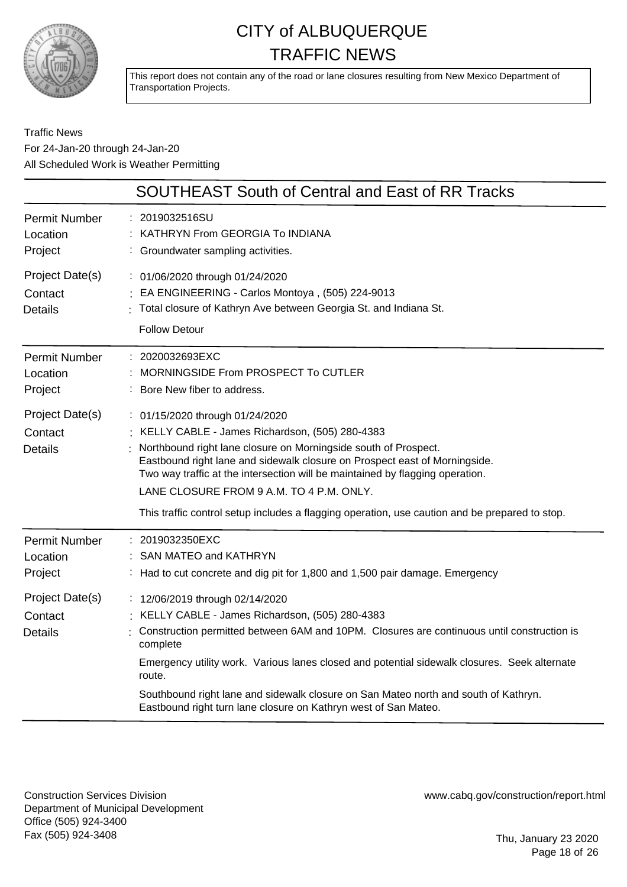# CITY of ALBUQUERQUE TRAFFIC NEWS

This report does not contain any of the road or lane closures resulting from New Mexico Department of Transportation Projects.

Traffic News
For 24-Jan-20 through 24-Jan-20
All Scheduled Work is Weather Permitting

## SOUTHEAST South of Central and East of RR Tracks

**Permit Number** : 2019032516SU
**Location** : KATHRYN From GEORGIA To INDIANA
**Project** : Groundwater sampling activities.

**Project Date(s)** : 01/06/2020 through 01/24/2020
**Contact** : EA ENGINEERING - Carlos Montoya , (505) 224-9013
**Details** : Total closure of Kathryn Ave between Georgia St. and Indiana St.

Follow Detour

---

**Permit Number** : 2020032693EXC
**Location** : MORNINGSIDE From PROSPECT To CUTLER
**Project** : Bore New fiber to address.

**Project Date(s)** : 01/15/2020 through 01/24/2020
**Contact** : KELLY CABLE - James Richardson, (505) 280-4383
**Details** : Northbound right lane closure on Morningside south of Prospect.
Eastbound right lane and sidewalk closure on Prospect east of Morningside.
Two way traffic at the intersection will be maintained by flagging operation.

LANE CLOSURE FROM 9 A.M. TO 4 P.M. ONLY.

This traffic control setup includes a flagging operation, use caution and be prepared to stop.

---

**Permit Number** : 2019032350EXC
**Location** : SAN MATEO and KATHRYN
**Project** : Had to cut concrete and dig pit for 1,800 and 1,500 pair damage. Emergency

**Project Date(s)** : 12/06/2019 through 02/14/2020
**Contact** : KELLY CABLE - James Richardson, (505) 280-4383
**Details** : Construction permitted between 6AM and 10PM. Closures are continuous until construction is complete

Emergency utility work. Various lanes closed and potential sidewalk closures. Seek alternate route.

Southbound right lane and sidewalk closure on San Mateo north and south of Kathryn.
Eastbound right turn lane closure on Kathryn west of San Mateo.

---

Construction Services Division
Department of Municipal Development
Office (505) 924-3400
Fax (505) 924-3408

www.cabq.gov/construction/report.html

Thu, January 23 2020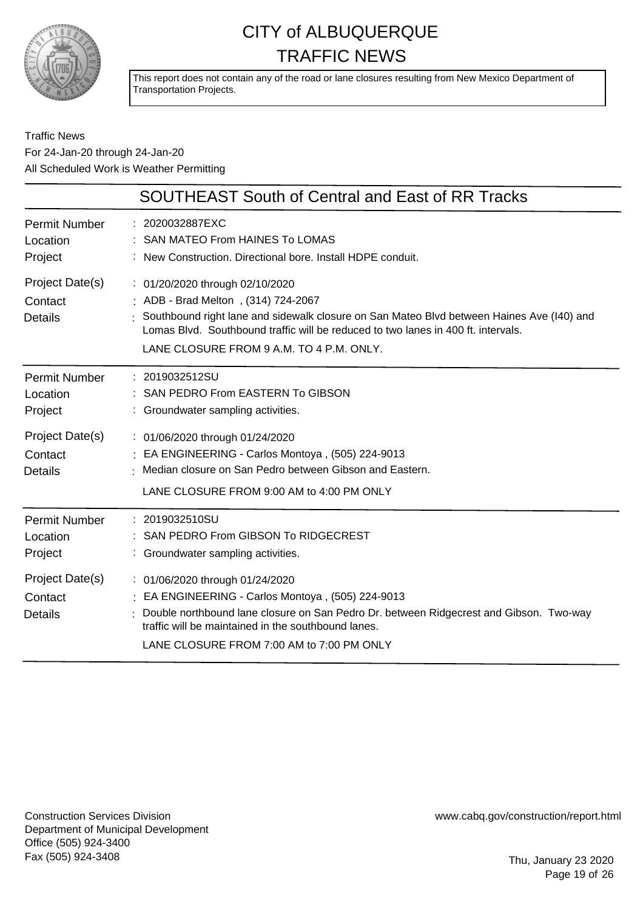# CITY of ALBUQUERQUE
# TRAFFIC NEWS

This report does not contain any of the road or lane closures resulting from New Mexico Department of Transportation Projects.

Traffic News
For 24-Jan-20 through 24-Jan-20
All Scheduled Work is Weather Permitting

## SOUTHEAST South of Central and East of RR Tracks

| | |
|---|---|
| Permit Number | : 2020032887EXC |
| Location | : SAN MATEO From HAINES To LOMAS |
| Project | : New Construction. Directional bore. Install HDPE conduit. |
| Project Date(s) | : 01/20/2020 through 02/10/2020 |
| Contact | : ADB - Brad Melton , (314) 724-2067 |
| Details | : Southbound right lane and sidewalk closure on San Mateo Blvd between Haines Ave (I40) and Lomas Blvd. Southbound traffic will be reduced to two lanes in 400 ft. intervals. LANE CLOSURE FROM 9 A.M. TO 4 P.M. ONLY. |

| | |
|---|---|
| Permit Number | : 2019032512SU |
| Location | : SAN PEDRO From EASTERN To GIBSON |
| Project | : Groundwater sampling activities. |
| Project Date(s) | : 01/06/2020 through 01/24/2020 |
| Contact | : EA ENGINEERING - Carlos Montoya , (505) 224-9013 |
| Details | : Median closure on San Pedro between Gibson and Eastern. LANE CLOSURE FROM 9:00 AM to 4:00 PM ONLY |

| | |
|---|---|
| Permit Number | : 2019032510SU |
| Location | : SAN PEDRO From GIBSON To RIDGECREST |
| Project | : Groundwater sampling activities. |
| Project Date(s) | : 01/06/2020 through 01/24/2020 |
| Contact | : EA ENGINEERING - Carlos Montoya , (505) 224-9013 |
| Details | : Double northbound lane closure on San Pedro Dr. between Ridgecrest and Gibson. Two-way traffic will be maintained in the southbound lanes. LANE CLOSURE FROM 7:00 AM to 7:00 PM ONLY |

Construction Services Division
Department of Municipal Development
Office (505) 924-3400
Fax (505) 924-3408

www.cabq.gov/construction/report.html

Thu, January 23 2020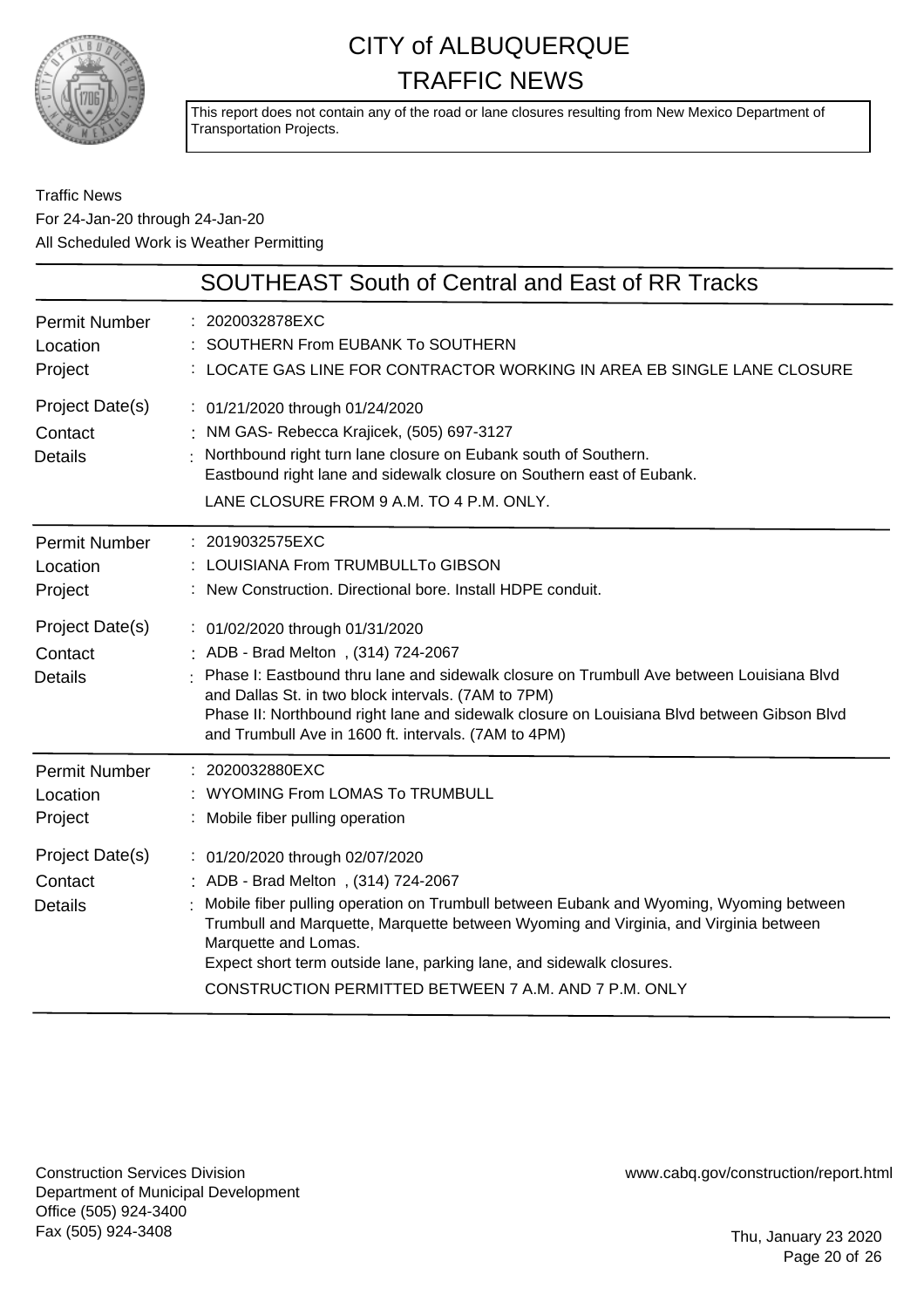# CITY of ALBUQUERQUE
# TRAFFIC NEWS

This report does not contain any of the road or lane closures resulting from New Mexico Department of Transportation Projects.

Traffic News
For 24-Jan-20 through 24-Jan-20
All Scheduled Work is Weather Permitting

## SOUTHEAST South of Central and East of RR Tracks

| | |
|---|---|
| Permit Number | 2020032878EXC |
| Location | SOUTHERN From EUBANK To SOUTHERN |
| Project | LOCATE GAS LINE FOR CONTRACTOR WORKING IN AREA EB SINGLE LANE CLOSURE |
| Project Date(s) | 01/21/2020 through 01/24/2020 |
| Contact | NM GAS- Rebecca Krajicek, (505) 697-3127 |
| Details | Northbound right turn lane closure on Eubank south of Southern.<br>Eastbound right lane and sidewalk closure on Southern east of Eubank.<br>LANE CLOSURE FROM 9 A.M. TO 4 P.M. ONLY. |

| | |
|---|---|
| Permit Number | 2019032575EXC |
| Location | LOUISIANA From TRUMBULLTo GIBSON |
| Project | New Construction. Directional bore. Install HDPE conduit. |
| Project Date(s) | 01/02/2020 through 01/31/2020 |
| Contact | ADB - Brad Melton , (314) 724-2067 |
| Details | Phase I: Eastbound thru lane and sidewalk closure on Trumbull Ave between Louisiana Blvd and Dallas St. in two block intervals. (7AM to 7PM)<br>Phase II: Northbound right lane and sidewalk closure on Louisiana Blvd between Gibson Blvd and Trumbull Ave in 1600 ft. intervals. (7AM to 4PM) |

| | |
|---|---|
| Permit Number | 2020032880EXC |
| Location | WYOMING From LOMAS To TRUMBULL |
| Project | Mobile fiber pulling operation |
| Project Date(s) | 01/20/2020 through 02/07/2020 |
| Contact | ADB - Brad Melton , (314) 724-2067 |
| Details | Mobile fiber pulling operation on Trumbull between Eubank and Wyoming, Wyoming between Trumbull and Marquette, Marquette between Wyoming and Virginia, and Virginia between Marquette and Lomas.<br>Expect short term outside lane, parking lane, and sidewalk closures.<br>CONSTRUCTION PERMITTED BETWEEN 7 A.M. AND 7 P.M. ONLY |

Construction Services Division
Department of Municipal Development
Office (505) 924-3400
Fax (505) 924-3408

www.cabq.gov/construction/report.html

Thu, January 23 2020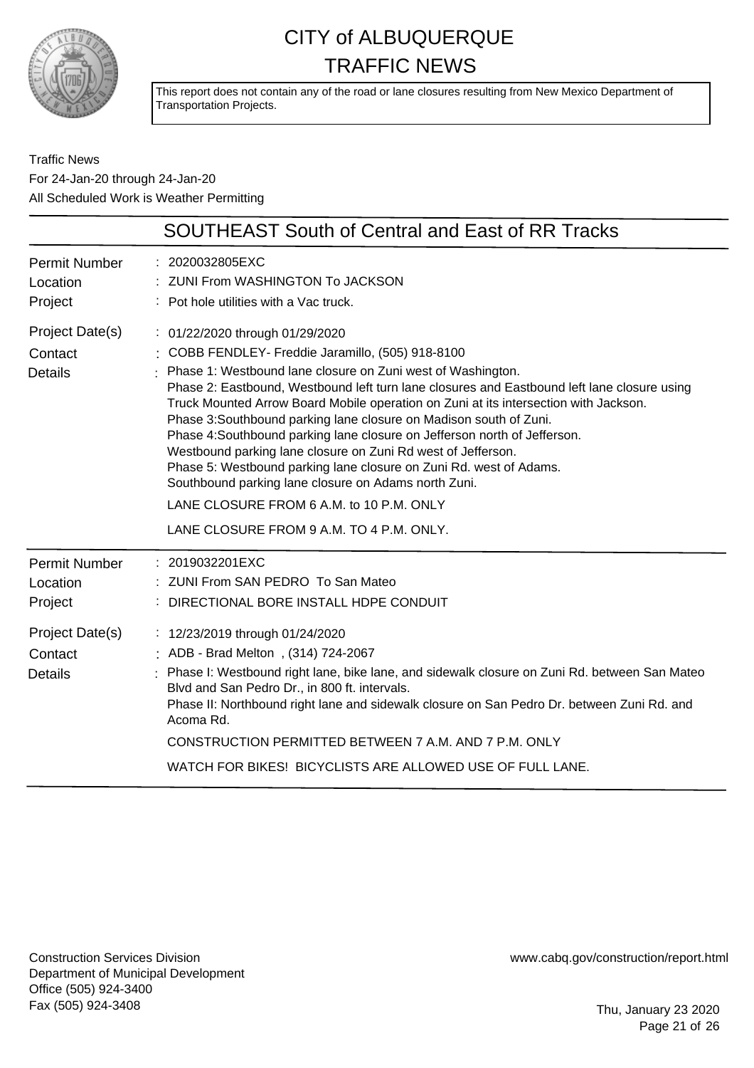# CITY of ALBUQUERQUE
# TRAFFIC NEWS

This report does not contain any of the road or lane closures resulting from New Mexico Department of Transportation Projects.

Traffic News
For 24-Jan-20 through 24-Jan-20
All Scheduled Work is Weather Permitting

## SOUTHEAST South of Central and East of RR Tracks

**Permit Number** : 2020032805EXC
**Location** : ZUNI From WASHINGTON To JACKSON
**Project** : Pot hole utilities with a Vac truck.
**Project Date(s)** : 01/22/2020 through 01/29/2020
**Contact** : COBB FENDLEY- Freddie Jaramillo, (505) 918-8100
**Details** : Phase 1: Westbound lane closure on Zuni west of Washington.
Phase 2: Eastbound, Westbound left turn lane closures and Eastbound left lane closure using Truck Mounted Arrow Board Mobile operation on Zuni at its intersection with Jackson.
Phase 3:Southbound parking lane closure on Madison south of Zuni.
Phase 4:Southbound parking lane closure on Jefferson north of Jefferson.
Westbound parking lane closure on Zuni Rd west of Jefferson.
Phase 5: Westbound parking lane closure on Zuni Rd. west of Adams.
Southbound parking lane closure on Adams north Zuni.

LANE CLOSURE FROM 6 A.M. to 10 P.M. ONLY

LANE CLOSURE FROM 9 A.M. TO 4 P.M. ONLY.

---

**Permit Number** : 2019032201EXC
**Location** : ZUNI From SAN PEDRO To San Mateo
**Project** : DIRECTIONAL BORE INSTALL HDPE CONDUIT
**Project Date(s)** : 12/23/2019 through 01/24/2020
**Contact** : ADB - Brad Melton , (314) 724-2067
**Details** : Phase I: Westbound right lane, bike lane, and sidewalk closure on Zuni Rd. between San Mateo Blvd and San Pedro Dr., in 800 ft. intervals.
Phase II: Northbound right lane and sidewalk closure on San Pedro Dr. between Zuni Rd. and Acoma Rd.

CONSTRUCTION PERMITTED BETWEEN 7 A.M. AND 7 P.M. ONLY

WATCH FOR BIKES! BICYCLISTS ARE ALLOWED USE OF FULL LANE.

---

Construction Services Division
Department of Municipal Development
Office (505) 924-3400
Fax (505) 924-3408

www.cabq.gov/construction/report.html

Thu, January 23 2020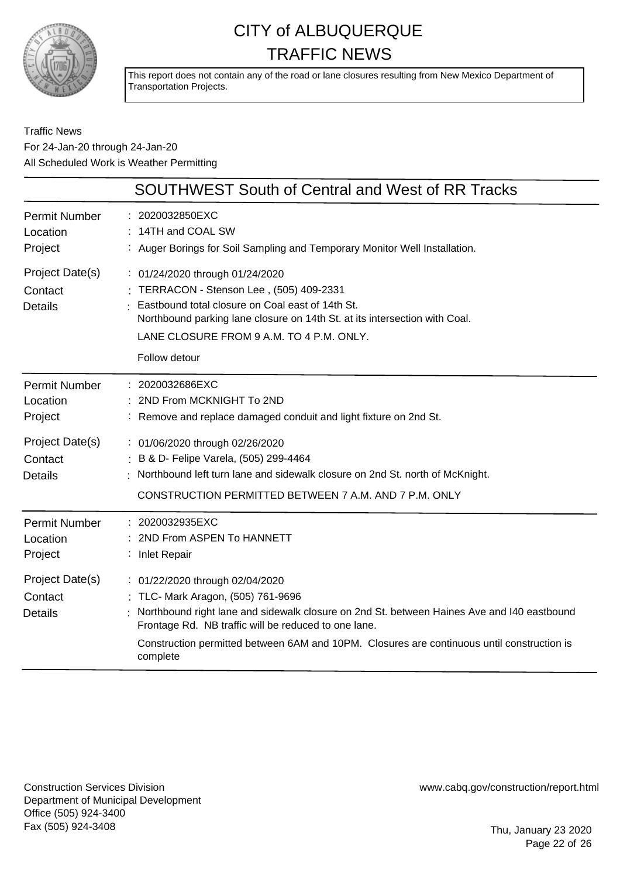# CITY of ALBUQUERQUE
# TRAFFIC NEWS

This report does not contain any of the road or lane closures resulting from New Mexico Department of Transportation Projects.

Traffic News
For 24-Jan-20 through 24-Jan-20
All Scheduled Work is Weather Permitting

## SOUTHWEST South of Central and West of RR Tracks

| | |
|---|---|
| Permit Number | : 2020032850EXC |
| Location | : 14TH and COAL SW |
| Project | : Auger Borings for Soil Sampling and Temporary Monitor Well Installation. |
| Project Date(s) | : 01/24/2020 through 01/24/2020 |
| Contact | : TERRACON - Stenson Lee , (505) 409-2331 |
| Details | : Eastbound total closure on Coal east of 14th St.<br>Northbound parking lane closure on 14th St. at its intersection with Coal.<br>LANE CLOSURE FROM 9 A.M. TO 4 P.M. ONLY.<br>Follow detour |

| | |
|---|---|
| Permit Number | : 2020032686EXC |
| Location | : 2ND From MCKNIGHT To 2ND |
| Project | : Remove and replace damaged conduit and light fixture on 2nd St. |
| Project Date(s) | : 01/06/2020 through 02/26/2020 |
| Contact | : B & D- Felipe Varela, (505) 299-4464 |
| Details | : Northbound left turn lane and sidewalk closure on 2nd St. north of McKnight.<br>CONSTRUCTION PERMITTED BETWEEN 7 A.M. AND 7 P.M. ONLY |

| | |
|---|---|
| Permit Number | : 2020032935EXC |
| Location | : 2ND From ASPEN To HANNETT |
| Project | : Inlet Repair |
| Project Date(s) | : 01/22/2020 through 02/04/2020 |
| Contact | : TLC- Mark Aragon, (505) 761-9696 |
| Details | : Northbound right lane and sidewalk closure on 2nd St. between Haines Ave and I40 eastbound Frontage Rd. NB traffic will be reduced to one lane.<br>Construction permitted between 6AM and 10PM. Closures are continuous until construction is complete |

Construction Services Division
Department of Municipal Development
Office (505) 924-3400
Fax (505) 924-3408

www.cabq.gov/construction/report.html

Thu, January 23 2020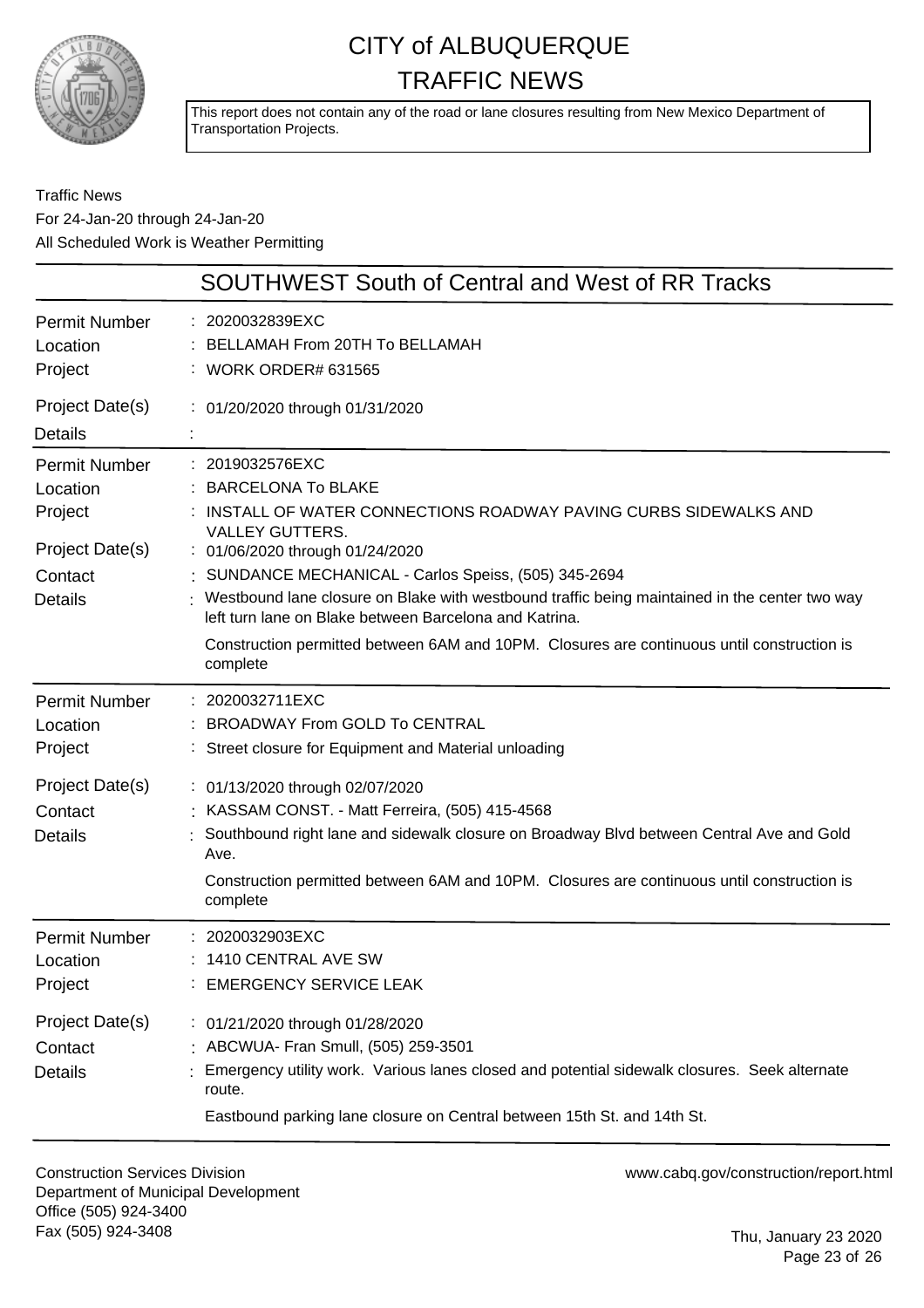# CITY of ALBUQUERQUE TRAFFIC NEWS

This report does not contain any of the road or lane closures resulting from New Mexico Department of Transportation Projects.

Traffic News
For 24-Jan-20 through 24-Jan-20
All Scheduled Work is Weather Permitting

## SOUTHWEST South of Central and West of RR Tracks

**Permit Number** : 2020032839EXC
**Location** : BELLAMAH From 20TH To BELLAMAH
**Project** : WORK ORDER# 631565
**Project Date(s)** : 01/20/2020 through 01/31/2020
**Details** :

---

**Permit Number** : 2019032576EXC
**Location** : BARCELONA To BLAKE
**Project** : INSTALL OF WATER CONNECTIONS ROADWAY PAVING CURBS SIDEWALKS AND VALLEY GUTTERS.
**Project Date(s)** : 01/06/2020 through 01/24/2020
**Contact** : SUNDANCE MECHANICAL - Carlos Speiss, (505) 345-2694
**Details** : Westbound lane closure on Blake with westbound traffic being maintained in the center two way left turn lane on Blake between Barcelona and Katrina.

Construction permitted between 6AM and 10PM. Closures are continuous until construction is complete

---

**Permit Number** : 2020032711EXC
**Location** : BROADWAY From GOLD To CENTRAL
**Project** : Street closure for Equipment and Material unloading
**Project Date(s)** : 01/13/2020 through 02/07/2020
**Contact** : KASSAM CONST. - Matt Ferreira, (505) 415-4568
**Details** : Southbound right lane and sidewalk closure on Broadway Blvd between Central Ave and Gold Ave.

Construction permitted between 6AM and 10PM. Closures are continuous until construction is complete

---

**Permit Number** : 2020032903EXC
**Location** : 1410 CENTRAL AVE SW
**Project** : EMERGENCY SERVICE LEAK
**Project Date(s)** : 01/21/2020 through 01/28/2020
**Contact** : ABCWUA- Fran Smull, (505) 259-3501
**Details** : Emergency utility work. Various lanes closed and potential sidewalk closures. Seek alternate route.

Eastbound parking lane closure on Central between 15th St. and 14th St.

---

Construction Services Division
Department of Municipal Development
Office (505) 924-3400
Fax (505) 924-3408

www.cabq.gov/construction/report.html

Thu, January 23 2020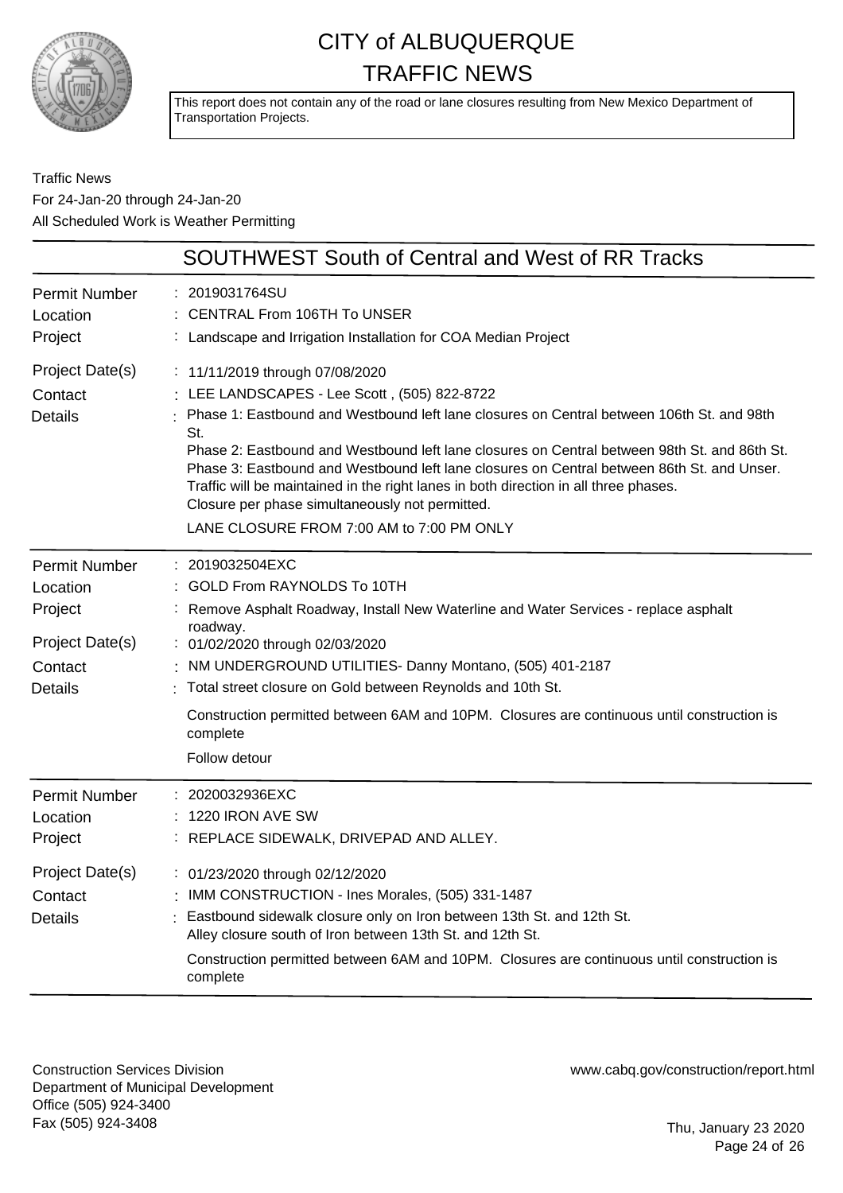# CITY of ALBUQUERQUE
# TRAFFIC NEWS

This report does not contain any of the road or lane closures resulting from New Mexico Department of Transportation Projects.

Traffic News
For 24-Jan-20 through 24-Jan-20
All Scheduled Work is Weather Permitting

## SOUTHWEST South of Central and West of RR Tracks

**Permit Number** : 2019031764SU
**Location** : CENTRAL From 106TH To UNSER
**Project** : Landscape and Irrigation Installation for COA Median Project
**Project Date(s)** : 11/11/2019 through 07/08/2020
**Contact** : LEE LANDSCAPES - Lee Scott , (505) 822-8722
**Details** : Phase 1: Eastbound and Westbound left lane closures on Central between 106th St. and 98th St.
Phase 2: Eastbound and Westbound left lane closures on Central between 98th St. and 86th St.
Phase 3: Eastbound and Westbound left lane closures on Central between 86th St. and Unser.
Traffic will be maintained in the right lanes in both direction in all three phases.
Closure per phase simultaneously not permitted.

LANE CLOSURE FROM 7:00 AM to 7:00 PM ONLY

---

**Permit Number** : 2019032504EXC
**Location** : GOLD From RAYNOLDS To 10TH
**Project** : Remove Asphalt Roadway, Install New Waterline and Water Services - replace asphalt roadway.
**Project Date(s)** : 01/02/2020 through 02/03/2020
**Contact** : NM UNDERGROUND UTILITIES- Danny Montano, (505) 401-2187
**Details** : Total street closure on Gold between Reynolds and 10th St.

Construction permitted between 6AM and 10PM. Closures are continuous until construction is complete

Follow detour

---

**Permit Number** : 2020032936EXC
**Location** : 1220 IRON AVE SW
**Project** : REPLACE SIDEWALK, DRIVEPAD AND ALLEY.
**Project Date(s)** : 01/23/2020 through 02/12/2020
**Contact** : IMM CONSTRUCTION - Ines Morales, (505) 331-1487
**Details** : Eastbound sidewalk closure only on Iron between 13th St. and 12th St.
Alley closure south of Iron between 13th St. and 12th St.

Construction permitted between 6AM and 10PM. Closures are continuous until construction is complete

---

Construction Services Division
Department of Municipal Development
Office (505) 924-3400
Fax (505) 924-3408

www.cabq.gov/construction/report.html

Thu, January 23 2020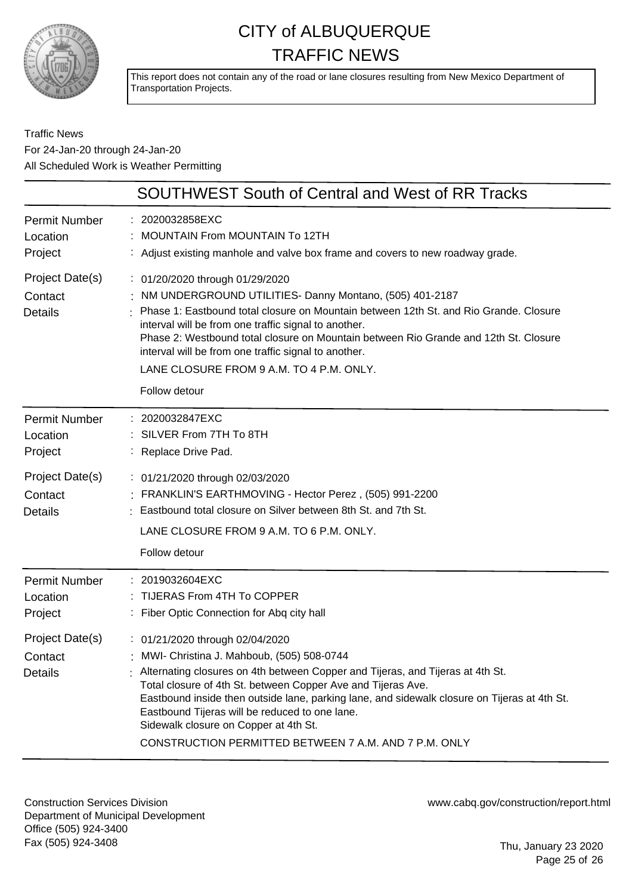# CITY of ALBUQUERQUE
# TRAFFIC NEWS

This report does not contain any of the road or lane closures resulting from New Mexico Department of Transportation Projects.

Traffic News
For 24-Jan-20 through 24-Jan-20
All Scheduled Work is Weather Permitting

## SOUTHWEST South of Central and West of RR Tracks

| | |
|---|---|
| Permit Number | 2020032858EXC |
| Location | MOUNTAIN From MOUNTAIN To 12TH |
| Project | Adjust existing manhole and valve box frame and covers to new roadway grade. |
| Project Date(s) | 01/20/2020 through 01/29/2020 |
| Contact | NM UNDERGROUND UTILITIES- Danny Montano, (505) 401-2187 |
| Details | Phase 1: Eastbound total closure on Mountain between 12th St. and Rio Grande. Closure interval will be from one traffic signal to another.<br>Phase 2: Westbound total closure on Mountain between Rio Grande and 12th St. Closure interval will be from one traffic signal to another.<br>LANE CLOSURE FROM 9 A.M. TO 4 P.M. ONLY.<br>Follow detour |

| | |
|---|---|
| Permit Number | 2020032847EXC |
| Location | SILVER From 7TH To 8TH |
| Project | Replace Drive Pad. |
| Project Date(s) | 01/21/2020 through 02/03/2020 |
| Contact | FRANKLIN'S EARTHMOVING - Hector Perez , (505) 991-2200 |
| Details | Eastbound total closure on Silver between 8th St. and 7th St.<br>LANE CLOSURE FROM 9 A.M. TO 6 P.M. ONLY.<br>Follow detour |

| | |
|---|---|
| Permit Number | 2019032604EXC |
| Location | TIJERAS From 4TH To COPPER |
| Project | Fiber Optic Connection for Abq city hall |
| Project Date(s) | 01/21/2020 through 02/04/2020 |
| Contact | MWI- Christina J. Mahboub, (505) 508-0744 |
| Details | Alternating closures on 4th between Copper and Tijeras, and Tijeras at 4th St.<br>Total closure of 4th St. between Copper Ave and Tijeras Ave.<br>Eastbound inside then outside lane, parking lane, and sidewalk closure on Tijeras at 4th St.<br>Eastbound Tijeras will be reduced to one lane.<br>Sidewalk closure on Copper at 4th St.<br>CONSTRUCTION PERMITTED BETWEEN 7 A.M. AND 7 P.M. ONLY |

Construction Services Division
Department of Municipal Development
Office (505) 924-3400
Fax (505) 924-3408

www.cabq.gov/construction/report.html

Thu, January 23 2020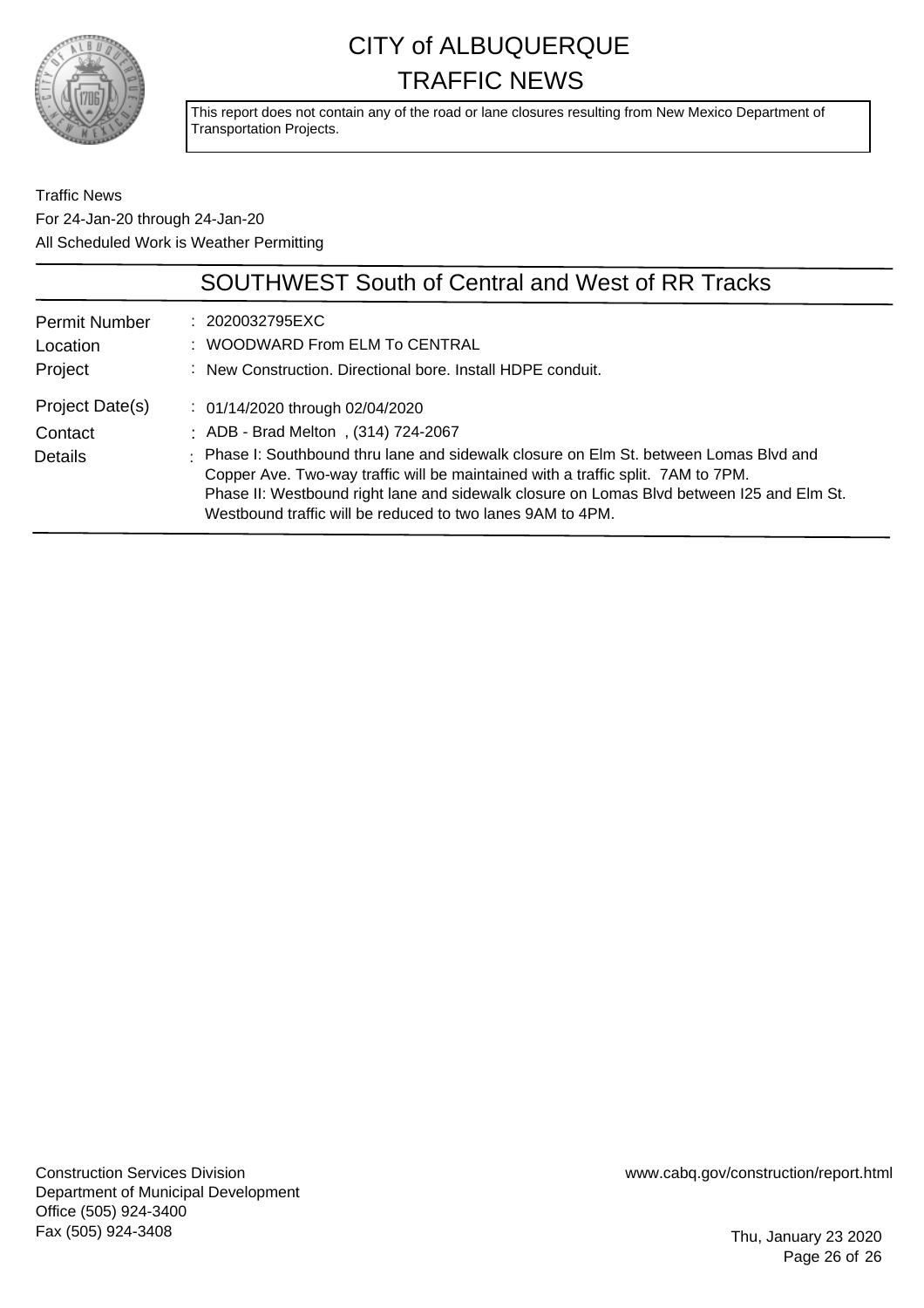# CITY of ALBUQUERQUE
# TRAFFIC NEWS

This report does not contain any of the road or lane closures resulting from New Mexico Department of Transportation Projects.

Traffic News
For 24-Jan-20 through 24-Jan-20
All Scheduled Work is Weather Permitting

## SOUTHWEST South of Central and West of RR Tracks

| | |
|---|---|
| Permit Number | : 2020032795EXC |
| Location | : WOODWARD From ELM To CENTRAL |
| Project | : New Construction. Directional bore. Install HDPE conduit. |
| Project Date(s) | : 01/14/2020 through 02/04/2020 |
| Contact | : ADB - Brad Melton , (314) 724-2067 |
| Details | : Phase I: Southbound thru lane and sidewalk closure on Elm St. between Lomas Blvd and Copper Ave. Two-way traffic will be maintained with a traffic split. 7AM to 7PM. Phase II: Westbound right lane and sidewalk closure on Lomas Blvd between I25 and Elm St. Westbound traffic will be reduced to two lanes 9AM to 4PM. |

Construction Services Division
Department of Municipal Development
Office (505) 924-3400
Fax (505) 924-3408

www.cabq.gov/construction/report.html

Thu, January 23 2020